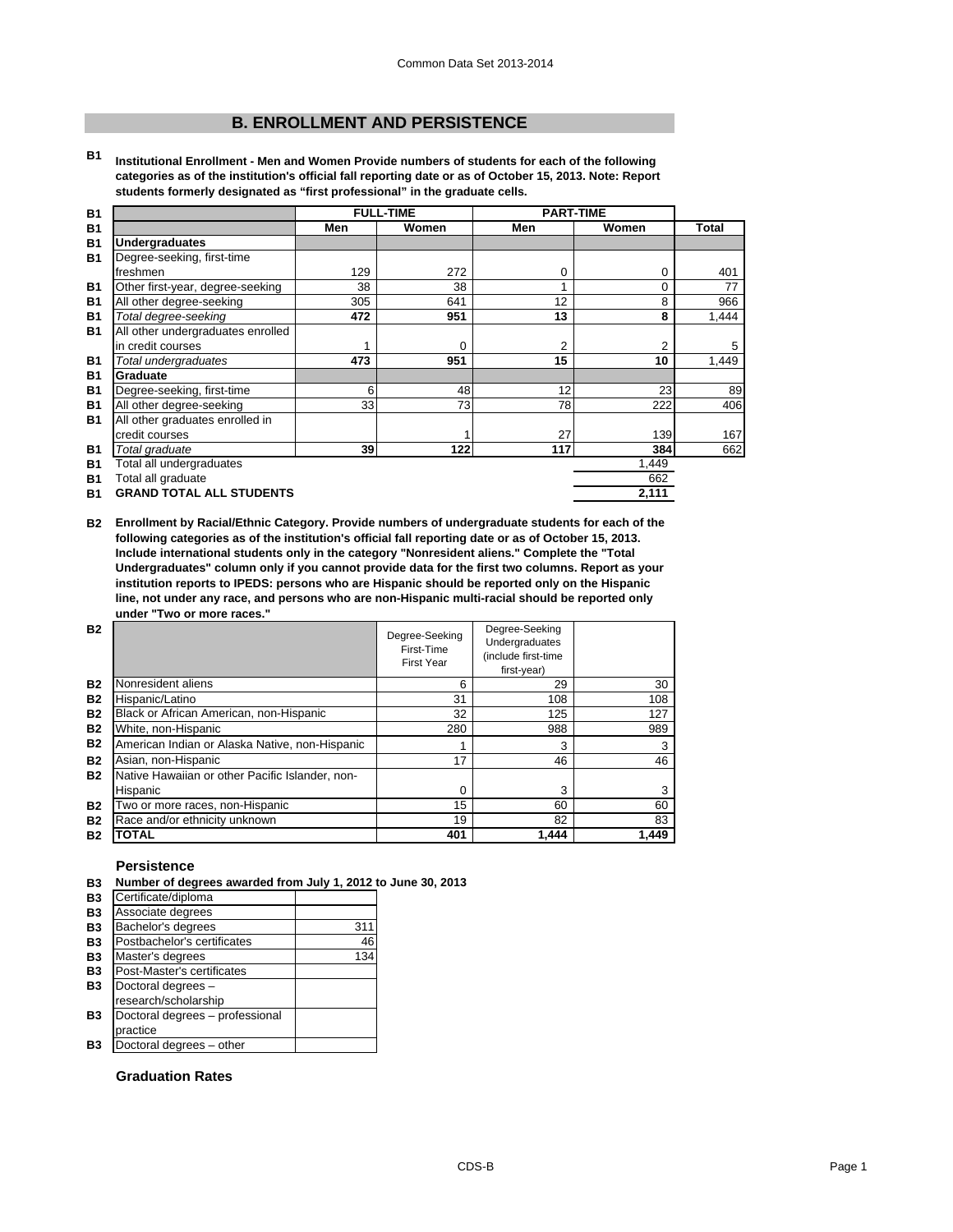## B. ENROLLMENT AND PERSISTENCE

**B1 Institutional Enrollment - Men and Women Provide numbers of students for each of the following categories as of the institution's official fall reporting date or as of October 15, 2013. Note: Report students formerly designated as "first professional" in the graduate cells.**

| | FULL-TIME | | PART-TIME | | |
|---|---|---|---|---|---|
| | Men | Women | Men | Women | Total |
| **Undergraduates** | | | | | |
| Degree-seeking, first-time freshmen | 129 | 272 | 0 | 0 | 401 |
| Other first-year, degree-seeking | 38 | 38 | 1 | 0 | 77 |
| All other degree-seeking | 305 | 641 | 12 | 8 | 966 |
| *Total degree-seeking* | **472** | **951** | **13** | **8** | 1,444 |
| All other undergraduates enrolled in credit courses | 1 | 0 | 2 | 2 | 5 |
| *Total undergraduates* | **473** | **951** | **15** | **10** | 1,449 |
| **Graduate** | | | | | |
| Degree-seeking, first-time | 6 | 48 | 12 | 23 | 89 |
| All other degree-seeking | 33 | 73 | 78 | 222 | 406 |
| All other graduates enrolled in credit courses | | 1 | 27 | 139 | 167 |
| *Total graduate* | **39** | **122** | **117** | **384** | 662 |

| | |
|---|---|
| Total all undergraduates | 1,449 |
| Total all graduate | 662 |
| **GRAND TOTAL ALL STUDENTS** | **2,111** |

**B2 Enrollment by Racial/Ethnic Category. Provide numbers of undergraduate students for each of the following categories as of the institution's official fall reporting date or as of October 15, 2013. Include international students only in the category "Nonresident aliens." Complete the "Total Undergraduates" column only if you cannot provide data for the first two columns. Report as your institution reports to IPEDS: persons who are Hispanic should be reported only on the Hispanic line, not under any race, and persons who are non-Hispanic multi-racial should be reported only under "Two or more races."**

| | Degree-Seeking First-Time First Year | Degree-Seeking Undergraduates (include first-time first-year) | |
|---|---|---|---|
| Nonresident aliens | 6 | 29 | 30 |
| Hispanic/Latino | 31 | 108 | 108 |
| Black or African American, non-Hispanic | 32 | 125 | 127 |
| White, non-Hispanic | 280 | 988 | 989 |
| American Indian or Alaska Native, non-Hispanic | 1 | 3 | 3 |
| Asian, non-Hispanic | 17 | 46 | 46 |
| Native Hawaiian or other Pacific Islander, non-Hispanic | 0 | 3 | 3 |
| Two or more races, non-Hispanic | 15 | 60 | 60 |
| Race and/or ethnicity unknown | 19 | 82 | 83 |
| **TOTAL** | **401** | **1,444** | **1,449** |

### Persistence

**B3 Number of degrees awarded from July 1, 2012 to June 30, 2013**

| | |
|---|---|
| Certificate/diploma | |
| Associate degrees | |
| Bachelor's degrees | 311 |
| Postbachelor's certificates | 46 |
| Master's degrees | 134 |
| Post-Master's certificates | |
| Doctoral degrees – research/scholarship | |
| Doctoral degrees – professional practice | |
| Doctoral degrees – other | |

### Graduation Rates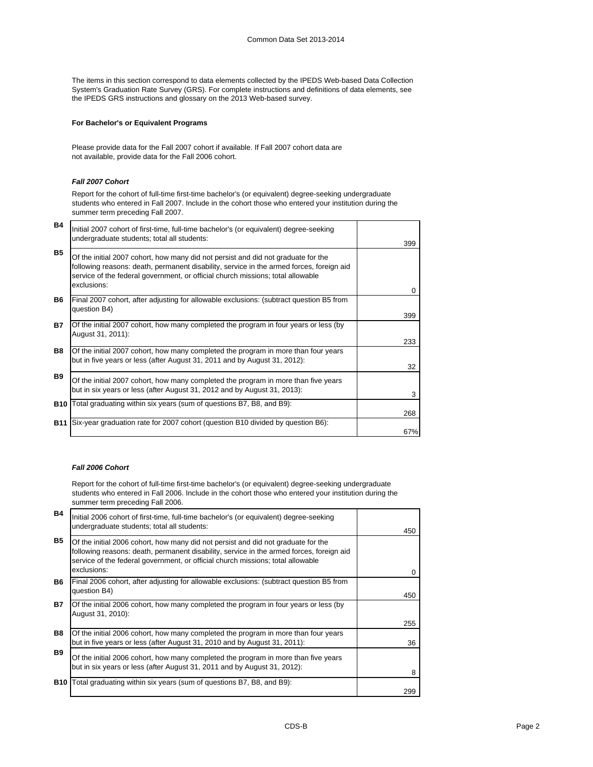The items in this section correspond to data elements collected by the IPEDS Web-based Data Collection System's Graduation Rate Survey (GRS). For complete instructions and definitions of data elements, see the IPEDS GRS instructions and glossary on the 2013 Web-based survey.

**For Bachelor's or Equivalent Programs**

Please provide data for the Fall 2007 cohort if available. If Fall 2007 cohort data are not available, provide data for the Fall 2006 cohort.

***Fall 2007 Cohort***

Report for the cohort of full-time first-time bachelor's (or equivalent) degree-seeking undergraduate students who entered in Fall 2007. Include in the cohort those who entered your institution during the summer term preceding Fall 2007.

| | | |
|---|---|---|
| **B4** | Initial 2007 cohort of first-time, full-time bachelor's (or equivalent) degree-seeking undergraduate students; total all students: | 399 |
| **B5** | Of the initial 2007 cohort, how many did not persist and did not graduate for the following reasons: death, permanent disability, service in the armed forces, foreign aid service of the federal government, or official church missions; total allowable exclusions: | 0 |
| **B6** | Final 2007 cohort, after adjusting for allowable exclusions: (subtract question B5 from question B4) | 399 |
| **B7** | Of the initial 2007 cohort, how many completed the program in four years or less (by August 31, 2011): | 233 |
| **B8** | Of the initial 2007 cohort, how many completed the program in more than four years but in five years or less (after August 31, 2011 and by August 31, 2012): | 32 |
| **B9** | Of the initial 2007 cohort, how many completed the program in more than five years but in six years or less (after August 31, 2012 and by August 31, 2013): | 3 |
| **B10** | Total graduating within six years (sum of questions B7, B8, and B9): | 268 |
| **B11** | Six-year graduation rate for 2007 cohort (question B10 divided by question B6): | 67% |

***Fall 2006 Cohort***

Report for the cohort of full-time first-time bachelor's (or equivalent) degree-seeking undergraduate students who entered in Fall 2006. Include in the cohort those who entered your institution during the summer term preceding Fall 2006.

| | | |
|---|---|---|
| **B4** | Initial 2006 cohort of first-time, full-time bachelor's (or equivalent) degree-seeking undergraduate students; total all students: | 450 |
| **B5** | Of the initial 2006 cohort, how many did not persist and did not graduate for the following reasons: death, permanent disability, service in the armed forces, foreign aid service of the federal government, or official church missions; total allowable exclusions: | 0 |
| **B6** | Final 2006 cohort, after adjusting for allowable exclusions: (subtract question B5 from question B4) | 450 |
| **B7** | Of the initial 2006 cohort, how many completed the program in four years or less (by August 31, 2010): | 255 |
| **B8** | Of the initial 2006 cohort, how many completed the program in more than four years but in five years or less (after August 31, 2010 and by August 31, 2011): | 36 |
| **B9** | Of the initial 2006 cohort, how many completed the program in more than five years but in six years or less (after August 31, 2011 and by August 31, 2012): | 8 |
| **B10** | Total graduating within six years (sum of questions B7, B8, and B9): | 299 |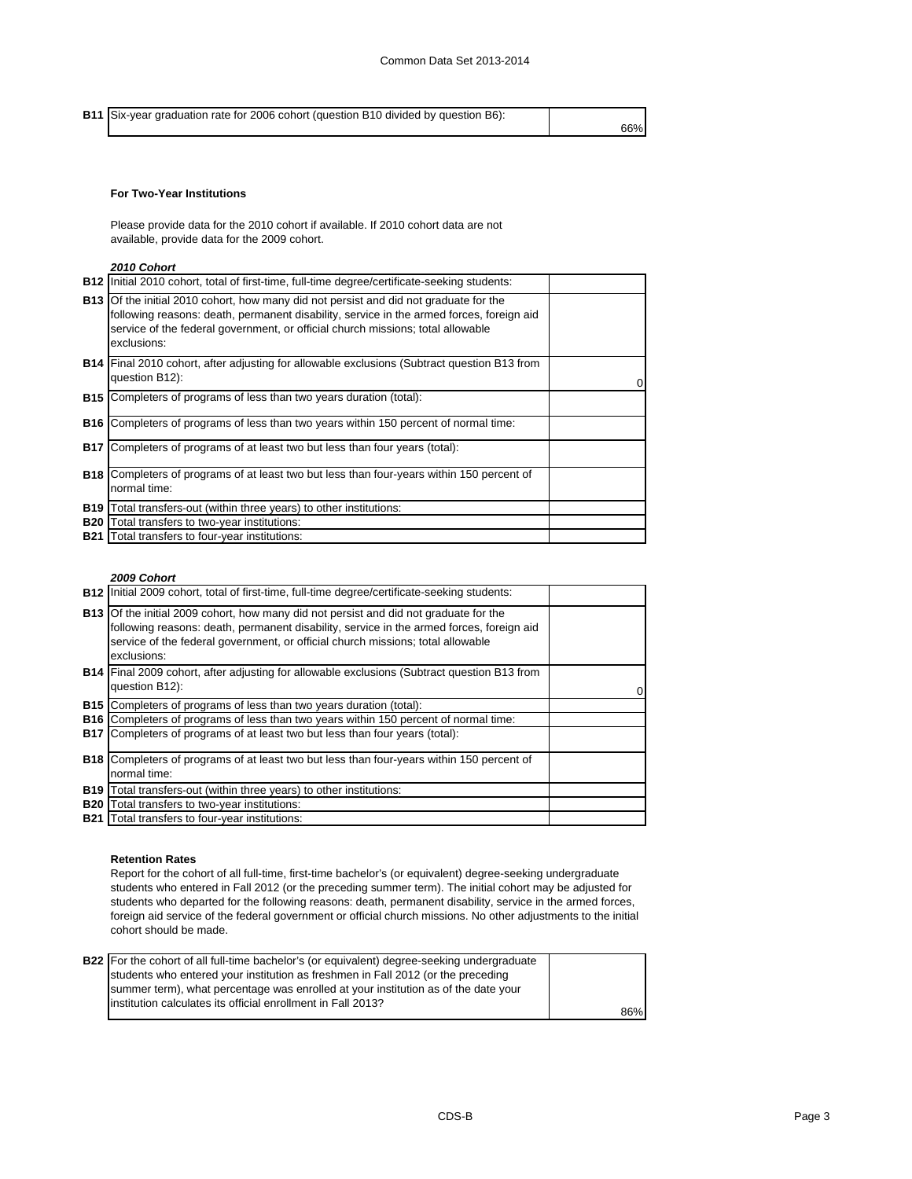| | | |
|---|---|---|
| **B11** | Six-year graduation rate for 2006 cohort (question B10 divided by question B6): | 66% |

#### For Two-Year Institutions

Please provide data for the 2010 cohort if available. If 2010 cohort data are not available, provide data for the 2009 cohort.

***2010 Cohort***

| | | |
|---|---|---|
| **B12** | Initial 2010 cohort, total of first-time, full-time degree/certificate-seeking students: | |
| **B13** | Of the initial 2010 cohort, how many did not persist and did not graduate for the following reasons: death, permanent disability, service in the armed forces, foreign aid service of the federal government, or official church missions; total allowable exclusions: | |
| **B14** | Final 2010 cohort, after adjusting for allowable exclusions (Subtract question B13 from question B12): | 0 |
| **B15** | Completers of programs of less than two years duration (total): | |
| **B16** | Completers of programs of less than two years within 150 percent of normal time: | |
| **B17** | Completers of programs of at least two but less than four years (total): | |
| **B18** | Completers of programs of at least two but less than four-years within 150 percent of normal time: | |
| **B19** | Total transfers-out (within three years) to other institutions: | |
| **B20** | Total transfers to two-year institutions: | |
| **B21** | Total transfers to four-year institutions: | |

***2009 Cohort***

| | | |
|---|---|---|
| **B12** | Initial 2009 cohort, total of first-time, full-time degree/certificate-seeking students: | |
| **B13** | Of the initial 2009 cohort, how many did not persist and did not graduate for the following reasons: death, permanent disability, service in the armed forces, foreign aid service of the federal government, or official church missions; total allowable exclusions: | |
| **B14** | Final 2009 cohort, after adjusting for allowable exclusions (Subtract question B13 from question B12): | 0 |
| **B15** | Completers of programs of less than two years duration (total): | |
| **B16** | Completers of programs of less than two years within 150 percent of normal time: | |
| **B17** | Completers of programs of at least two but less than four years (total): | |
| **B18** | Completers of programs of at least two but less than four-years within 150 percent of normal time: | |
| **B19** | Total transfers-out (within three years) to other institutions: | |
| **B20** | Total transfers to two-year institutions: | |
| **B21** | Total transfers to four-year institutions: | |

#### Retention Rates

Report for the cohort of all full-time, first-time bachelor's (or equivalent) degree-seeking undergraduate students who entered in Fall 2012 (or the preceding summer term). The initial cohort may be adjusted for students who departed for the following reasons: death, permanent disability, service in the armed forces, foreign aid service of the federal government or official church missions. No other adjustments to the initial cohort should be made.

| | | |
|---|---|---|
| **B22** | For the cohort of all full-time bachelor's (or equivalent) degree-seeking undergraduate students who entered your institution as freshmen in Fall 2012 (or the preceding summer term), what percentage was enrolled at your institution as of the date your institution calculates its official enrollment in Fall 2013? | 86% |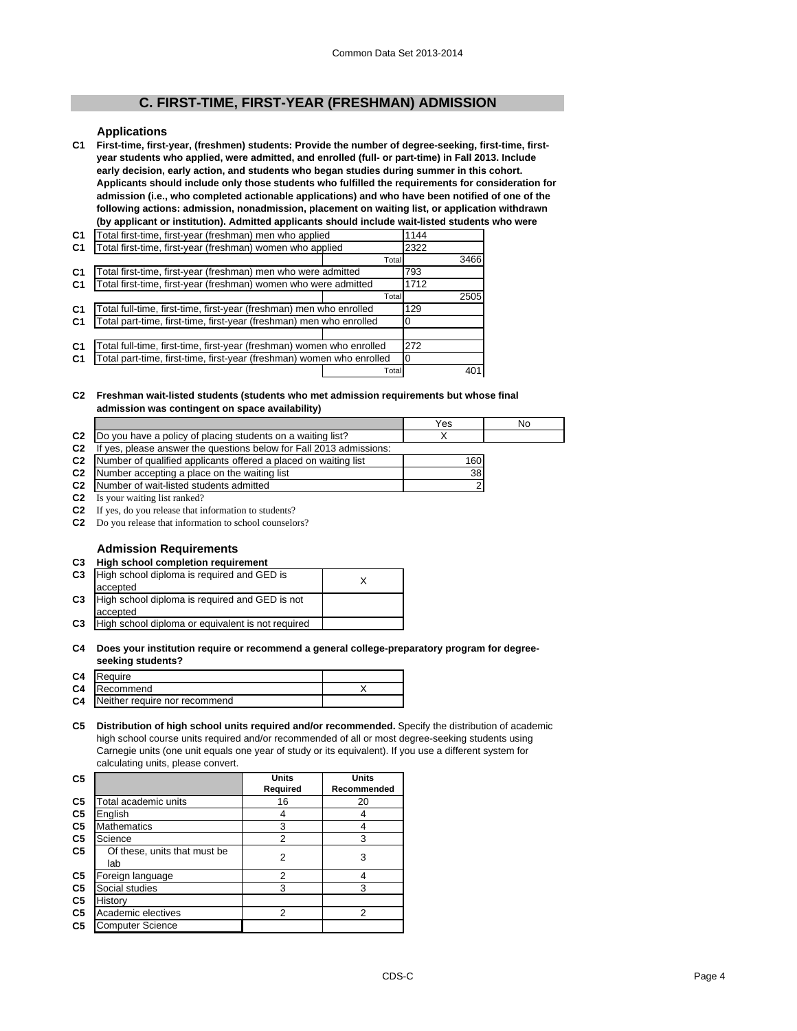## C. FIRST-TIME, FIRST-YEAR (FRESHMAN) ADMISSION

### Applications

**C1 First-time, first-year, (freshmen) students: Provide the number of degree-seeking, first-time, first-year students who applied, were admitted, and enrolled (full- or part-time) in Fall 2013. Include early decision, early action, and students who began studies during summer in this cohort. Applicants should include only those students who fulfilled the requirements for consideration for admission (i.e., who completed actionable applications) and who have been notified of one of the following actions: admission, nonadmission, placement on waiting list, or application withdrawn (by applicant or institution). Admitted applicants should include wait-listed students who were**

| | | | |
|---|---|---|---|
| C1 | Total first-time, first-year (freshman) men who applied | | 1144 |
| C1 | Total first-time, first-year (freshman) women who applied | | 2322 |
| | | Total | 3466 |
| C1 | Total first-time, first-year (freshman) men who were admitted | | 793 |
| C1 | Total first-time, first-year (freshman) women who were admitted | | 1712 |
| | | Total | 2505 |
| C1 | Total full-time, first-time, first-year (freshman) men who enrolled | | 129 |
| C1 | Total part-time, first-time, first-year (freshman) men who enrolled | | 0 |
| | | | |
| C1 | Total full-time, first-time, first-year (freshman) women who enrolled | | 272 |
| C1 | Total part-time, first-time, first-year (freshman) women who enrolled | | 0 |
| | | Total | 401 |

**C2 Freshman wait-listed students (students who met admission requirements but whose final admission was contingent on space availability)**

| | | Yes | No |
|---|---|---|---|
| C2 | Do you have a policy of placing students on a waiting list? | X | |
| C2 | If yes, please answer the questions below for Fall 2013 admissions: | | |
| C2 | Number of qualified applicants offered a placed on waiting list | 160 | |
| C2 | Number accepting a place on the waiting list | 38 | |
| C2 | Number of wait-listed students admitted | 2 | |
| C2 | Is your waiting list ranked? | | |
| C2 | If yes, do you release that information to students? | | |
| C2 | Do you release that information to school counselors? | | |

### Admission Requirements

**C3 High school completion requirement**

| | | |
|---|---|---|
| C3 | High school diploma is required and GED is accepted | X |
| C3 | High school diploma is required and GED is not accepted | |
| C3 | High school diploma or equivalent is not required | |

**C4 Does your institution require or recommend a general college-preparatory program for degree-seeking students?**

| | | |
|---|---|---|
| C4 | Require | |
| C4 | Recommend | X |
| C4 | Neither require nor recommend | |

**C5 Distribution of high school units required and/or recommended.** Specify the distribution of academic high school course units required and/or recommended of all or most degree-seeking students using Carnegie units (one unit equals one year of study or its equivalent). If you use a different system for calculating units, please convert.

| | | Units Required | Units Recommended |
|---|---|---|---|
| C5 | Total academic units | 16 | 20 |
| C5 | English | 4 | 4 |
| C5 | Mathematics | 3 | 4 |
| C5 | Science | 2 | 3 |
| C5 | Of these, units that must be lab | 2 | 3 |
| C5 | Foreign language | 2 | 4 |
| C5 | Social studies | 3 | 3 |
| C5 | History | | |
| C5 | Academic electives | 2 | 2 |
| C5 | Computer Science | | |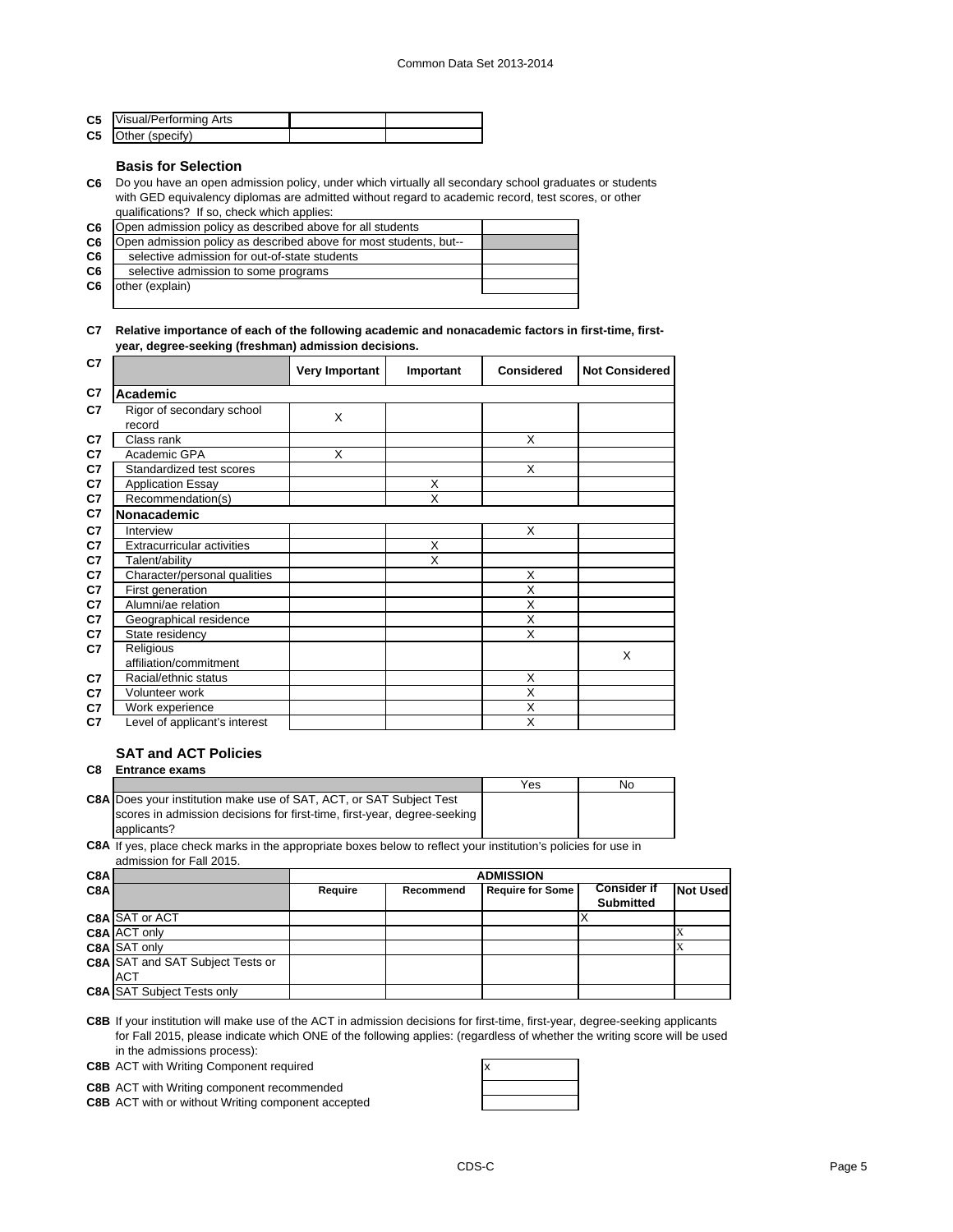| | | | |
|---|---|---|---|
| C5 | Visual/Performing Arts | | |
| C5 | Other (specify) | | |

### Basis for Selection

**C6** Do you have an open admission policy, under which virtually all secondary school graduates or students with GED equivalency diplomas are admitted without regard to academic record, test scores, or other qualifications? If so, check which applies:

| | | |
|---|---|---|
| C6 | Open admission policy as described above for all students | |
| C6 | Open admission policy as described above for most students, but-- | |
| C6 | selective admission for out-of-state students | |
| C6 | selective admission to some programs | |
| C6 | other (explain) | |

**C7 Relative importance of each of the following academic and nonacademic factors in first-time, first-year, degree-seeking (freshman) admission decisions.**

| C7 | | Very Important | Important | Considered | Not Considered |
|---|---|---|---|---|---|
| C7 | **Academic** | | | | |
| C7 | Rigor of secondary school record | X | | | |
| C7 | Class rank | | | X | |
| C7 | Academic GPA | X | | | |
| C7 | Standardized test scores | | | X | |
| C7 | Application Essay | | X | | |
| C7 | Recommendation(s) | | X | | |
| C7 | **Nonacademic** | | | | |
| C7 | Interview | | | X | |
| C7 | Extracurricular activities | | X | | |
| C7 | Talent/ability | | X | | |
| C7 | Character/personal qualities | | | X | |
| C7 | First generation | | | X | |
| C7 | Alumni/ae relation | | | X | |
| C7 | Geographical residence | | | X | |
| C7 | State residency | | | X | |
| C7 | Religious affiliation/commitment | | | | X |
| C7 | Racial/ethnic status | | | X | |
| C7 | Volunteer work | | | X | |
| C7 | Work experience | | | X | |
| C7 | Level of applicant's interest | | | X | |

### SAT and ACT Policies

**C8 Entrance exams**

| | | Yes | No |
|---|---|---|---|
| C8A | Does your institution make use of SAT, ACT, or SAT Subject Test scores in admission decisions for first-time, first-year, degree-seeking applicants? | | |

**C8A** If yes, place check marks in the appropriate boxes below to reflect your institution's policies for use in admission for Fall 2015.

| C8A | | ADMISSION | | | | |
|---|---|---|---|---|---|---|
| C8A | | Require | Recommend | Require for Some | Consider if Submitted | Not Used |
| C8A | SAT or ACT | | | | X | |
| C8A | ACT only | | | | | X |
| C8A | SAT only | | | | | X |
| C8A | SAT and SAT Subject Tests or ACT | | | | | |
| C8A | SAT Subject Tests only | | | | | |

**C8B** If your institution will make use of the ACT in admission decisions for first-time, first-year, degree-seeking applicants for Fall 2015, please indicate which ONE of the following applies: (regardless of whether the writing score will be used in the admissions process):

| | | |
|---|---|---|
| C8B | ACT with Writing Component required | x |
| C8B | ACT with Writing component recommended | |
| C8B | ACT with or without Writing component accepted | |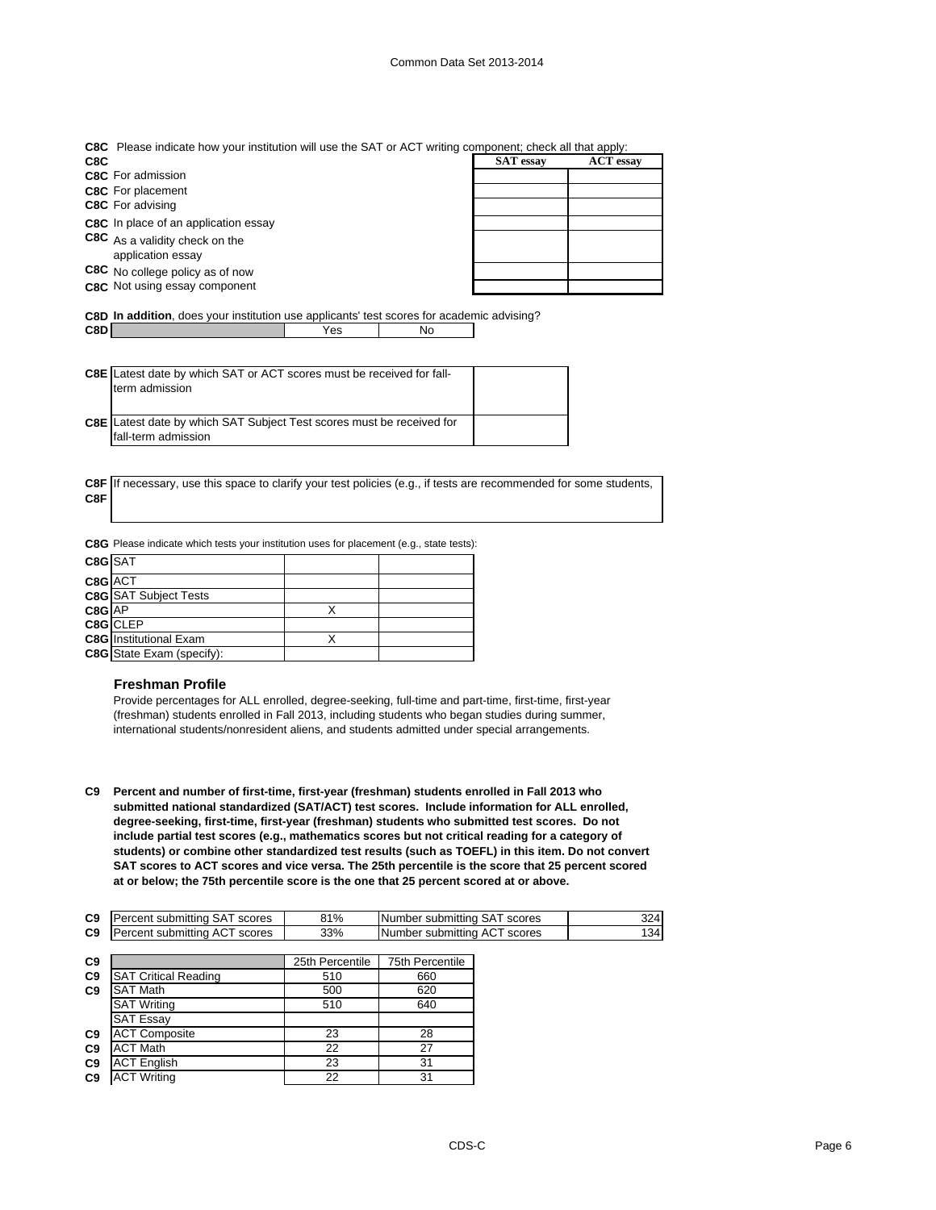**C8C** Please indicate how your institution will use the SAT or ACT writing component; check all that apply:

| | SAT essay | ACT essay |
|---|---|---|
| For admission | | |
| For placement | | |
| For advising | | |
| In place of an application essay | | |
| As a validity check on the application essay | | |
| No college policy as of now | | |
| Not using essay component | | |

**C8D** **In addition**, does your institution use applicants' test scores for academic advising?

| | Yes | No |
|---|---|---|
| | | |

| | |
|---|---|
| **C8E** Latest date by which SAT or ACT scores must be received for fall-term admission | |
| **C8E** Latest date by which SAT Subject Test scores must be received for fall-term admission | |

**C8F** If necessary, use this space to clarify your test policies (e.g., if tests are recommended for some students,

**C8G** Please indicate which tests your institution uses for placement (e.g., state tests):

| | | |
|---|---|---|
| SAT | | |
| ACT | | |
| SAT Subject Tests | | |
| AP | X | |
| CLEP | | |
| Institutional Exam | X | |
| State Exam (specify): | | |

### Freshman Profile

Provide percentages for ALL enrolled, degree-seeking, full-time and part-time, first-time, first-year (freshman) students enrolled in Fall 2013, including students who began studies during summer, international students/nonresident aliens, and students admitted under special arrangements.

**C9 Percent and number of first-time, first-year (freshman) students enrolled in Fall 2013 who submitted national standardized (SAT/ACT) test scores. Include information for ALL enrolled, degree-seeking, first-time, first-year (freshman) students who submitted test scores. Do not include partial test scores (e.g., mathematics scores but not critical reading for a category of students) or combine other standardized test results (such as TOEFL) in this item. Do not convert SAT scores to ACT scores and vice versa. The 25th percentile is the score that 25 percent scored at or below; the 75th percentile score is the one that 25 percent scored at or above.**

| | | | |
|---|---|---|---|
| Percent submitting SAT scores | 81% | Number submitting SAT scores | 324 |
| Percent submitting ACT scores | 33% | Number submitting ACT scores | 134 |

| | 25th Percentile | 75th Percentile |
|---|---|---|
| SAT Critical Reading | 510 | 660 |
| SAT Math | 500 | 620 |
| SAT Writing | 510 | 640 |
| SAT Essay | | |
| ACT Composite | 23 | 28 |
| ACT Math | 22 | 27 |
| ACT English | 23 | 31 |
| ACT Writing | 22 | 31 |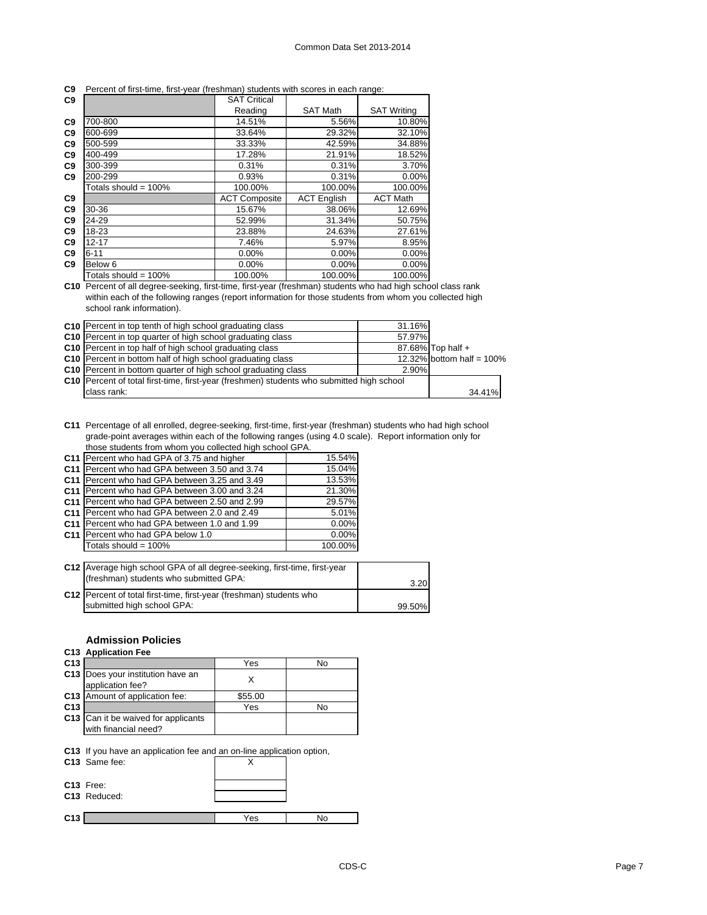**C9** Percent of first-time, first-year (freshman) students with scores in each range:

| | SAT Critical Reading | SAT Math | SAT Writing |
|---|---|---|---|
| 700-800 | 14.51% | 5.56% | 10.80% |
| 600-699 | 33.64% | 29.32% | 32.10% |
| 500-599 | 33.33% | 42.59% | 34.88% |
| 400-499 | 17.28% | 21.91% | 18.52% |
| 300-399 | 0.31% | 0.31% | 3.70% |
| 200-299 | 0.93% | 0.31% | 0.00% |
| Totals should = 100% | 100.00% | 100.00% | 100.00% |

| | ACT Composite | ACT English | ACT Math |
|---|---|---|---|
| 30-36 | 15.67% | 38.06% | 12.69% |
| 24-29 | 52.99% | 31.34% | 50.75% |
| 18-23 | 23.88% | 24.63% | 27.61% |
| 12-17 | 7.46% | 5.97% | 8.95% |
| 6-11 | 0.00% | 0.00% | 0.00% |
| Below 6 | 0.00% | 0.00% | 0.00% |
| Totals should = 100% | 100.00% | 100.00% | 100.00% |

**C10** Percent of all degree-seeking, first-time, first-year (freshman) students who had high school class rank within each of the following ranges (report information for those students from whom you collected high school rank information).

| | | |
|---|---|---|
| Percent in top tenth of high school graduating class | 31.16% | |
| Percent in top quarter of high school graduating class | 57.97% | |
| Percent in top half of high school graduating class | 87.68% | Top half + |
| Percent in bottom half of high school graduating class | 12.32% | bottom half = 100% |
| Percent in bottom quarter of high school graduating class | 2.90% | |
| Percent of total first-time, first-year (freshmen) students who submitted high school class rank: | | 34.41% |

**C11** Percentage of all enrolled, degree-seeking, first-time, first-year (freshman) students who had high school grade-point averages within each of the following ranges (using 4.0 scale). Report information only for those students from whom you collected high school GPA.

| | |
|---|---|
| Percent who had GPA of 3.75 and higher | 15.54% |
| Percent who had GPA between 3.50 and 3.74 | 15.04% |
| Percent who had GPA between 3.25 and 3.49 | 13.53% |
| Percent who had GPA between 3.00 and 3.24 | 21.30% |
| Percent who had GPA between 2.50 and 2.99 | 29.57% |
| Percent who had GPA between 2.0 and 2.49 | 5.01% |
| Percent who had GPA between 1.0 and 1.99 | 0.00% |
| Percent who had GPA below 1.0 | 0.00% |
| Totals should = 100% | 100.00% |

| | |
|---|---|
| **C12** Average high school GPA of all degree-seeking, first-time, first-year (freshman) students who submitted GPA: | 3.20 |
| **C12** Percent of total first-time, first-year (freshman) students who submitted high school GPA: | 99.50% |

## Admission Policies

### C13 Application Fee

| | Yes | No |
|---|---|---|
| Does your institution have an application fee? | X | |
| Amount of application fee: | $55.00 | |

| | Yes | No |
|---|---|---|
| Can it be waived for applicants with financial need? | | |

**C13** If you have an application fee and an on-line application option,

| | |
|---|---|
| Same fee: | X |
| Free: | |
| Reduced: | |

| | Yes | No |
|---|---|---|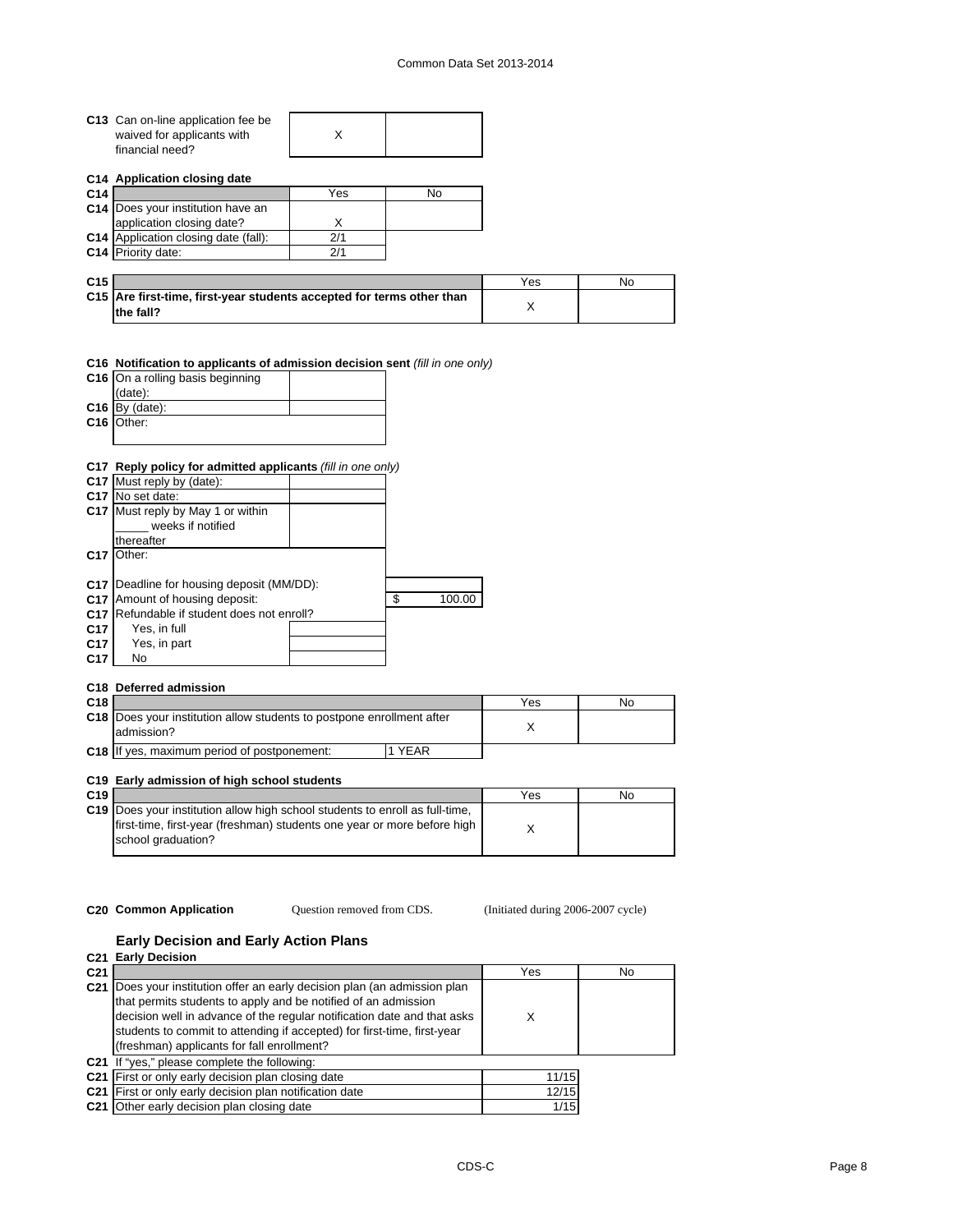| | | | |
|---|---|---|---|
| **C13** | Can on-line application fee be waived for applicants with financial need? | X | |

**C14 Application closing date**

| | | Yes | No |
|---|---|---|---|
| **C14** | Does your institution have an application closing date? | X | |
| **C14** | Application closing date (fall): | 2/1 | |
| **C14** | Priority date: | 2/1 | |

| | | Yes | No |
|---|---|---|---|
| **C15** | **Are first-time, first-year students accepted for terms other than the fall?** | X | |

**C16 Notification to applicants of admission decision sent** *(fill in one only)*

| | | |
|---|---|---|
| **C16** | On a rolling basis beginning (date): | |
| **C16** | By (date): | |
| **C16** | Other: | |

**C17 Reply policy for admitted applicants** *(fill in one only)*

| | | |
|---|---|---|
| **C17** | Must reply by (date): | |
| **C17** | No set date: | |
| **C17** | Must reply by May 1 or within _____ weeks if notified thereafter | |
| **C17** | Other: | |
| **C17** | Deadline for housing deposit (MM/DD): | |
| **C17** | Amount of housing deposit: | $ 100.00 |
| **C17** | Refundable if student does not enroll? | |
| **C17** | Yes, in full | |
| **C17** | Yes, in part | |
| **C17** | No | |

**C18 Deferred admission**

| | | Yes | No |
|---|---|---|---|
| **C18** | Does your institution allow students to postpone enrollment after admission? | X | |
| **C18** | If yes, maximum period of postponement: | 1 YEAR | |

**C19 Early admission of high school students**

| | | Yes | No |
|---|---|---|---|
| **C19** | Does your institution allow high school students to enroll as full-time, first-time, first-year (freshman) students one year or more before high school graduation? | X | |

**C20 Common Application** Question removed from CDS. (Initiated during 2006-2007 cycle)

## Early Decision and Early Action Plans

**C21 Early Decision**

| | | Yes | No |
|---|---|---|---|
| **C21** | Does your institution offer an early decision plan (an admission plan that permits students to apply and be notified of an admission decision well in advance of the regular notification date and that asks students to commit to attending if accepted) for first-time, first-year (freshman) applicants for fall enrollment? | X | |
| **C21** | If "yes," please complete the following: | | |
| **C21** | First or only early decision plan closing date | 11/15 | |
| **C21** | First or only early decision plan notification date | 12/15 | |
| **C21** | Other early decision plan closing date | 1/15 | |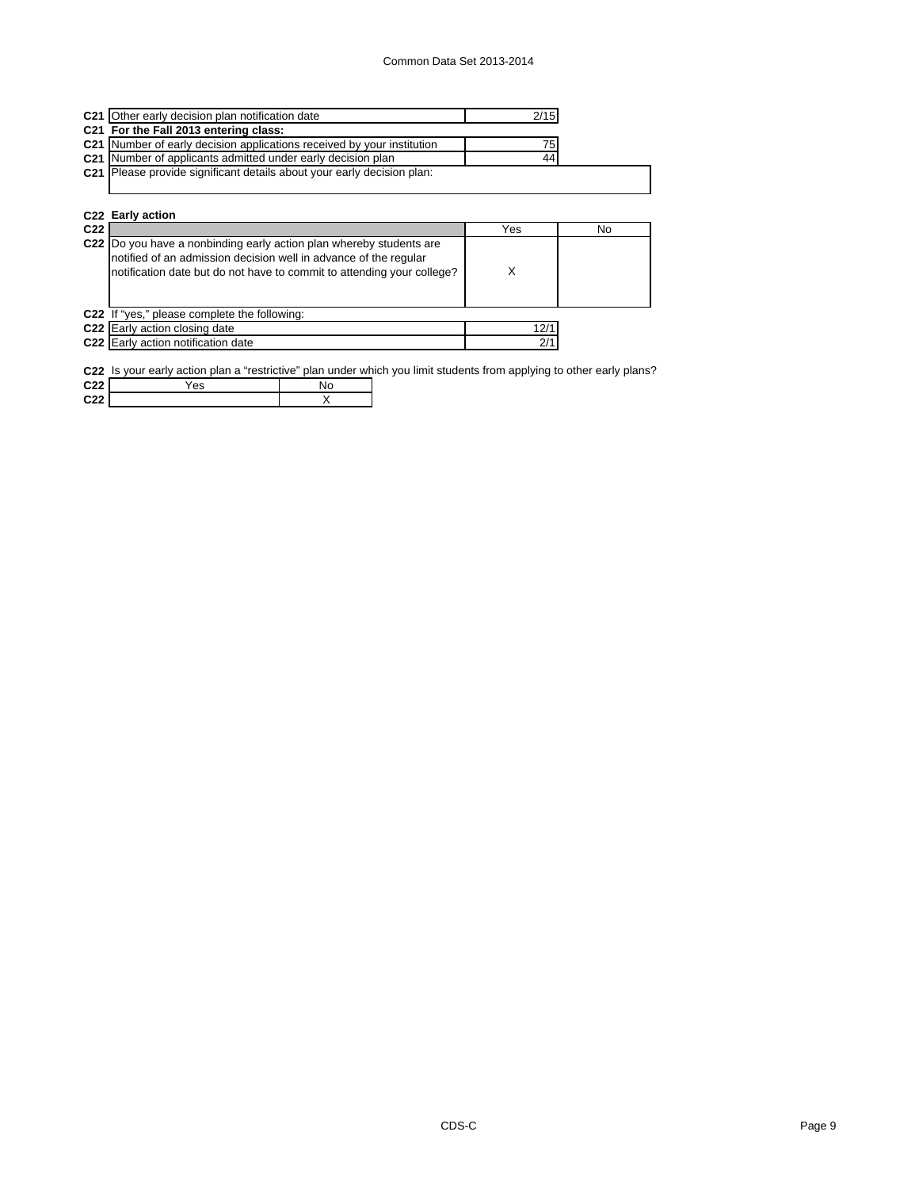| | | |
|---|---|---|
| C21 | Other early decision plan notification date | 2/15 |
| C21 | **For the Fall 2013 entering class:** | |
| C21 | Number of early decision applications received by your institution | 75 |
| C21 | Number of applicants admitted under early decision plan | 44 |
| C21 | Please provide significant details about your early decision plan: | |

**C22 Early action**

| | | Yes | No |
|---|---|---|---|
| C22 | Do you have a nonbinding early action plan whereby students are notified of an admission decision well in advance of the regular notification date but do not have to commit to attending your college? | X | |

C22 If "yes," please complete the following:

| | | |
|---|---|---|
| C22 | Early action closing date | 12/1 |
| C22 | Early action notification date | 2/1 |

C22 Is your early action plan a "restrictive" plan under which you limit students from applying to other early plans?

| | Yes | No |
|---|---|---|
| C22 | | X |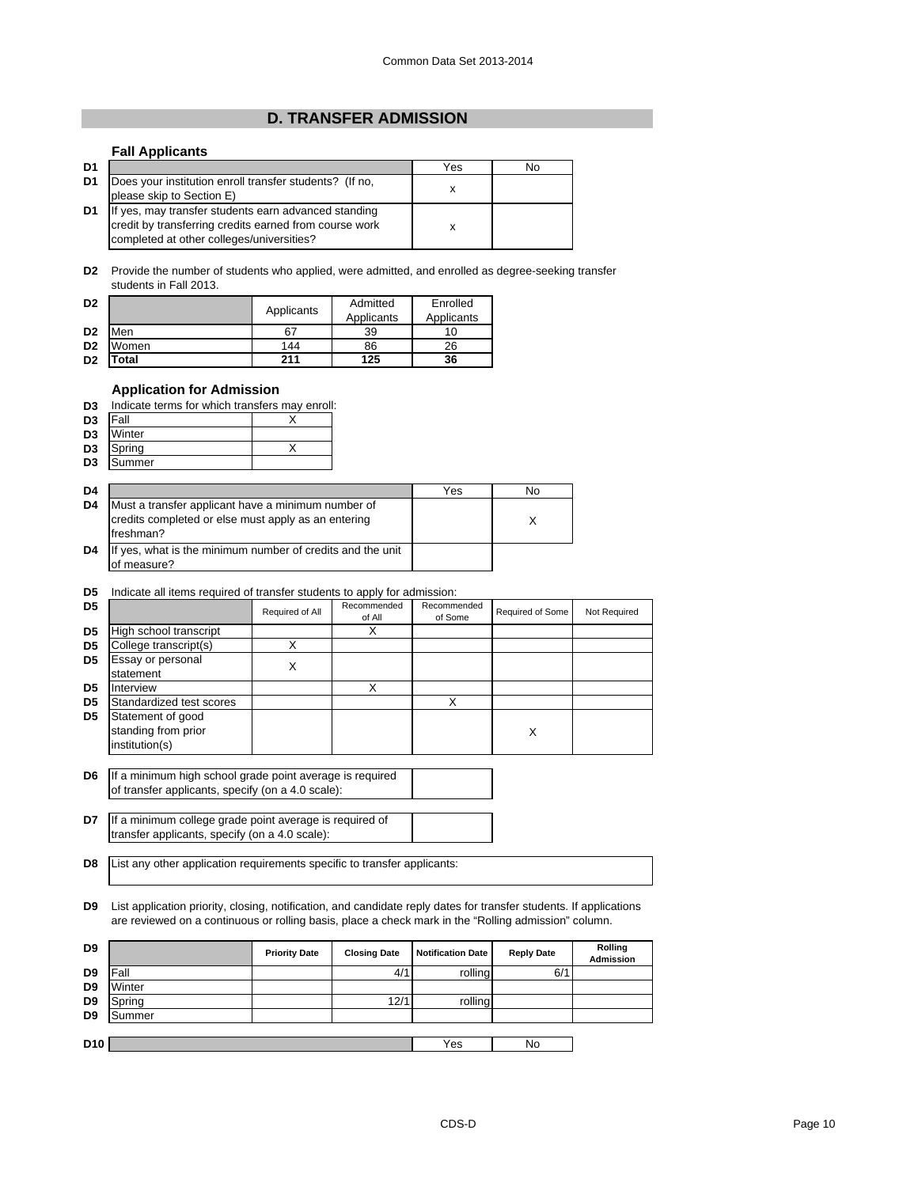## D. TRANSFER ADMISSION

### Fall Applicants

| | | Yes | No |
|---|---|---|---|
| D1 | Does your institution enroll transfer students? (If no, please skip to Section E) | x | |
| D1 | If yes, may transfer students earn advanced standing credit by transferring credits earned from course work completed at other colleges/universities? | x | |

**D2** Provide the number of students who applied, were admitted, and enrolled as degree-seeking transfer students in Fall 2013.

| | | Applicants | Admitted Applicants | Enrolled Applicants |
|---|---|---|---|---|
| D2 | Men | 67 | 39 | 10 |
| D2 | Women | 144 | 86 | 26 |
| D2 | **Total** | **211** | **125** | **36** |

### Application for Admission

**D3** Indicate terms for which transfers may enroll:

| | | |
|---|---|---|
| D3 | Fall | X |
| D3 | Winter | |
| D3 | Spring | X |
| D3 | Summer | |

| | | Yes | No |
|---|---|---|---|
| D4 | Must a transfer applicant have a minimum number of credits completed or else must apply as an entering freshman? | | X |
| D4 | If yes, what is the minimum number of credits and the unit of measure? | | |

**D5** Indicate all items required of transfer students to apply for admission:

| | | Required of All | Recommended of All | Recommended of Some | Required of Some | Not Required |
|---|---|---|---|---|---|---|
| D5 | High school transcript | | X | | | |
| D5 | College transcript(s) | X | | | | |
| D5 | Essay or personal statement | X | | | | |
| D5 | Interview | | X | | | |
| D5 | Standardized test scores | | | X | | |
| D5 | Statement of good standing from prior institution(s) | | | | X | |

**D6** If a minimum high school grade point average is required of transfer applicants, specify (on a 4.0 scale):

**D7** If a minimum college grade point average is required of transfer applicants, specify (on a 4.0 scale):

**D8** List any other application requirements specific to transfer applicants:

**D9** List application priority, closing, notification, and candidate reply dates for transfer students. If applications are reviewed on a continuous or rolling basis, place a check mark in the "Rolling admission" column.

| | | Priority Date | Closing Date | Notification Date | Reply Date | Rolling Admission |
|---|---|---|---|---|---|---|
| D9 | Fall | | 4/1 | rolling | 6/1 | |
| D9 | Winter | | | | | |
| D9 | Spring | | 12/1 | rolling | | |
| D9 | Summer | | | | | |

| | | Yes | No |
|---|---|---|---|
| D10 | | | |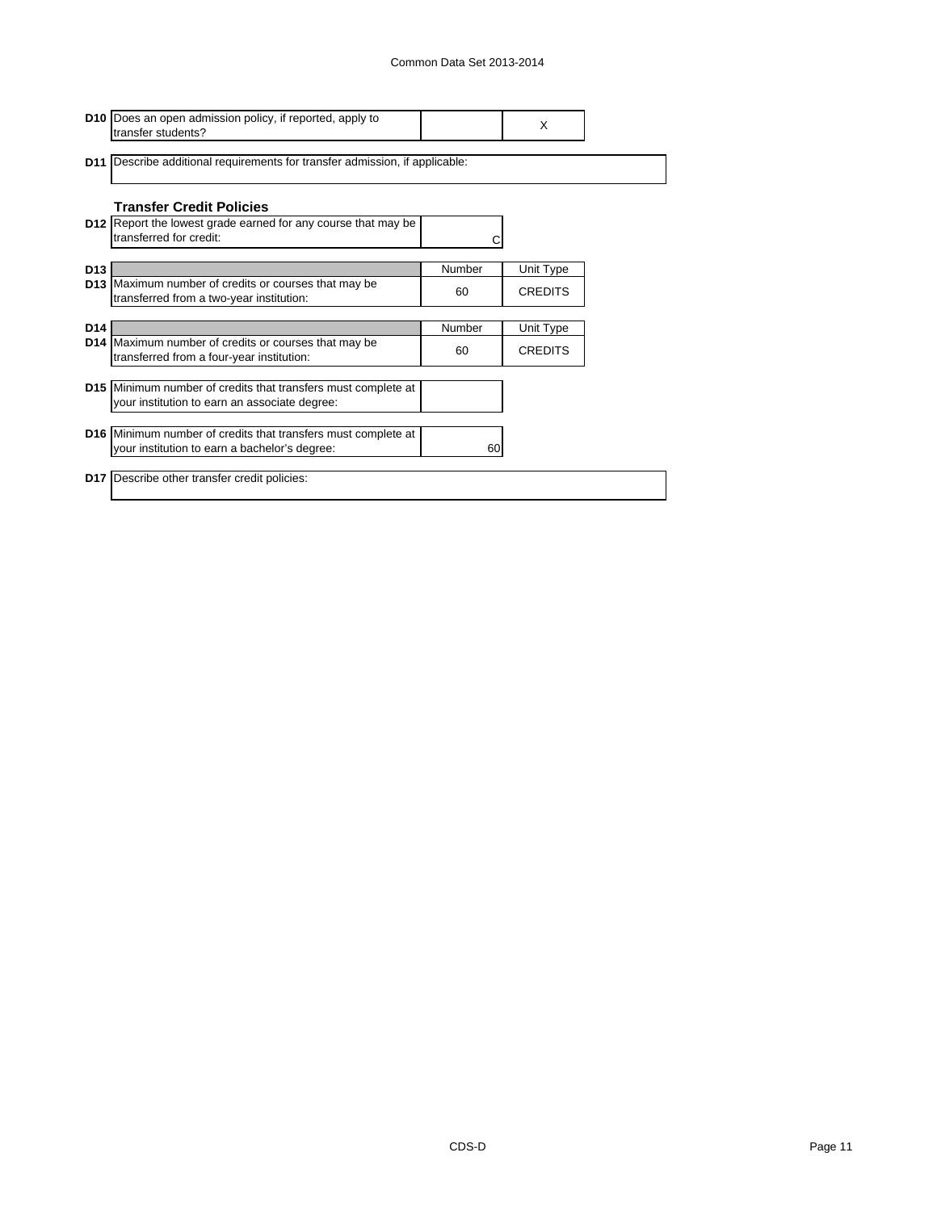| | | | |
|---|---|---|---|
| **D10** | Does an open admission policy, if reported, apply to transfer students? | | X |
| **D11** | Describe additional requirements for transfer admission, if applicable: | | |

### Transfer Credit Policies

| | | |
|---|---|---|
| **D12** | Report the lowest grade earned for any course that may be transferred for credit: | C |

| | | Number | Unit Type |
|---|---|---|---|
| **D13** | Maximum number of credits or courses that may be transferred from a two-year institution: | 60 | CREDITS |

| | | Number | Unit Type |
|---|---|---|---|
| **D14** | Maximum number of credits or courses that may be transferred from a four-year institution: | 60 | CREDITS |

| | | |
|---|---|---|
| **D15** | Minimum number of credits that transfers must complete at your institution to earn an associate degree: | |
| **D16** | Minimum number of credits that transfers must complete at your institution to earn a bachelor's degree: | 60 |

| | |
|---|---|
| **D17** | Describe other transfer credit policies: |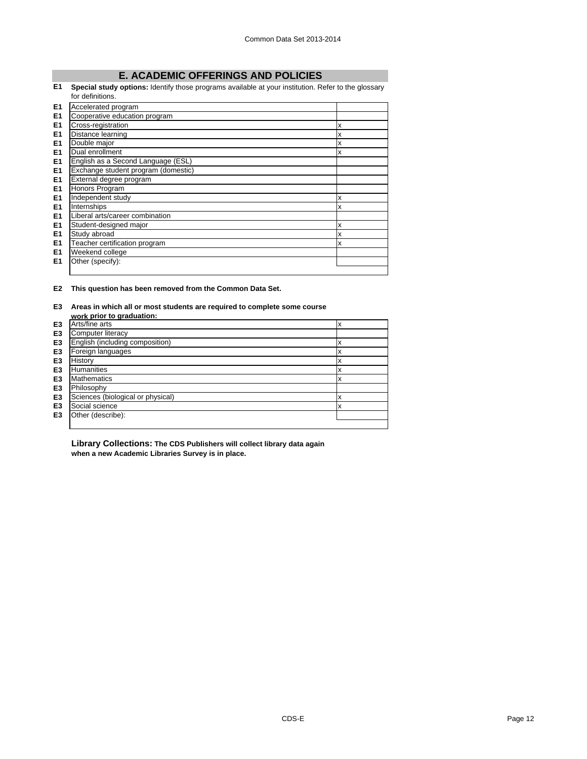## E. ACADEMIC OFFERINGS AND POLICIES

**E1** **Special study options:** Identify those programs available at your institution. Refer to the glossary for definitions.

| | | |
|---|---|---|
| E1 | Accelerated program | |
| E1 | Cooperative education program | |
| E1 | Cross-registration | x |
| E1 | Distance learning | x |
| E1 | Double major | x |
| E1 | Dual enrollment | x |
| E1 | English as a Second Language (ESL) | |
| E1 | Exchange student program (domestic) | |
| E1 | External degree program | |
| E1 | Honors Program | |
| E1 | Independent study | x |
| E1 | Internships | x |
| E1 | Liberal arts/career combination | |
| E1 | Student-designed major | x |
| E1 | Study abroad | x |
| E1 | Teacher certification program | x |
| E1 | Weekend college | |
| E1 | Other (specify): | |

**E2** **This question has been removed from the Common Data Set.**

**E3** **Areas in which all or most students are required to complete some course work prior to graduation:**

| | | |
|---|---|---|
| E3 | Arts/fine arts | x |
| E3 | Computer literacy | |
| E3 | English (including composition) | x |
| E3 | Foreign languages | x |
| E3 | History | x |
| E3 | Humanities | x |
| E3 | Mathematics | x |
| E3 | Philosophy | |
| E3 | Sciences (biological or physical) | x |
| E3 | Social science | x |
| E3 | Other (describe): | |

**Library Collections: The CDS Publishers will collect library data again when a new Academic Libraries Survey is in place.**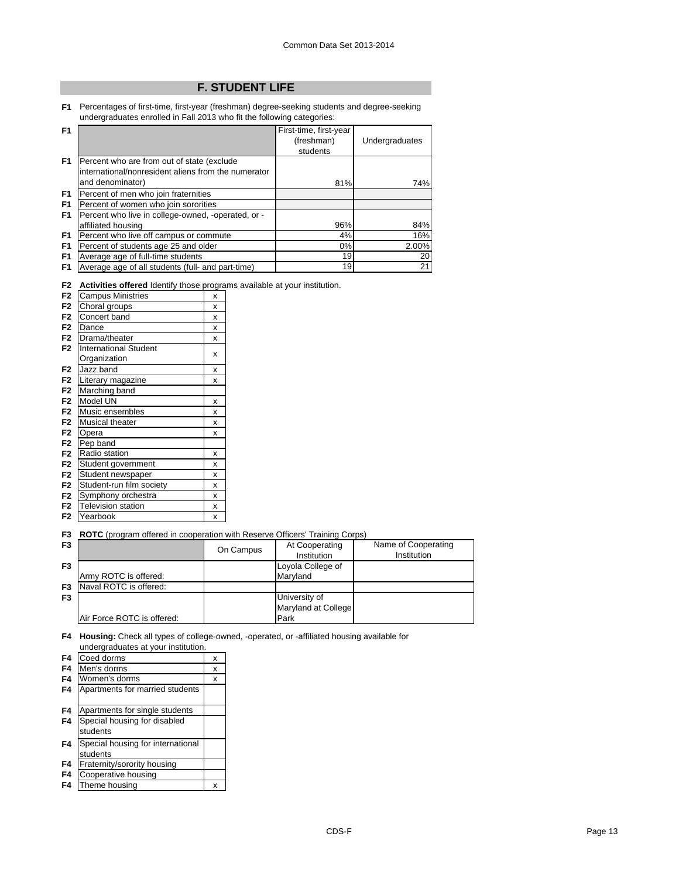## F. STUDENT LIFE

**F1** Percentages of first-time, first-year (freshman) degree-seeking students and degree-seeking undergraduates enrolled in Fall 2013 who fit the following categories:

| | | First-time, first-year (freshman) students | Undergraduates |
|---|---|---|---|
| F1 | Percent who are from out of state (exclude international/nonresident aliens from the numerator and denominator) | 81% | 74% |
| F1 | Percent of men who join fraternities | | |
| F1 | Percent of women who join sororities | | |
| F1 | Percent who live in college-owned, -operated, or -affiliated housing | 96% | 84% |
| F1 | Percent who live off campus or commute | 4% | 16% |
| F1 | Percent of students age 25 and older | 0% | 2.00% |
| F1 | Average age of full-time students | 19 | 20 |
| F1 | Average age of all students (full- and part-time) | 19 | 21 |

**F2** **Activities offered** Identify those programs available at your institution.

| | Activity | |
|---|---|---|
| F2 | Campus Ministries | x |
| F2 | Choral groups | x |
| F2 | Concert band | x |
| F2 | Dance | x |
| F2 | Drama/theater | x |
| F2 | International Student Organization | x |
| F2 | Jazz band | x |
| F2 | Literary magazine | x |
| F2 | Marching band | |
| F2 | Model UN | x |
| F2 | Music ensembles | x |
| F2 | Musical theater | x |
| F2 | Opera | x |
| F2 | Pep band | |
| F2 | Radio station | x |
| F2 | Student government | x |
| F2 | Student newspaper | x |
| F2 | Student-run film society | x |
| F2 | Symphony orchestra | x |
| F2 | Television station | x |
| F2 | Yearbook | x |

**F3** **ROTC** (program offered in cooperation with Reserve Officers' Training Corps)

| | | On Campus | At Cooperating Institution | Name of Cooperating Institution |
|---|---|---|---|---|
| F3 | Army ROTC is offered: | | Loyola College of Maryland | |
| F3 | Naval ROTC is offered: | | | |
| F3 | Air Force ROTC is offered: | | University of Maryland at College Park | |

**F4** **Housing:** Check all types of college-owned, -operated, or -affiliated housing available for undergraduates at your institution.

| | Housing type | |
|---|---|---|
| F4 | Coed dorms | x |
| F4 | Men's dorms | x |
| F4 | Women's dorms | x |
| F4 | Apartments for married students | |
| F4 | Apartments for single students | |
| F4 | Special housing for disabled students | |
| F4 | Special housing for international students | |
| F4 | Fraternity/sorority housing | |
| F4 | Cooperative housing | |
| F4 | Theme housing | x |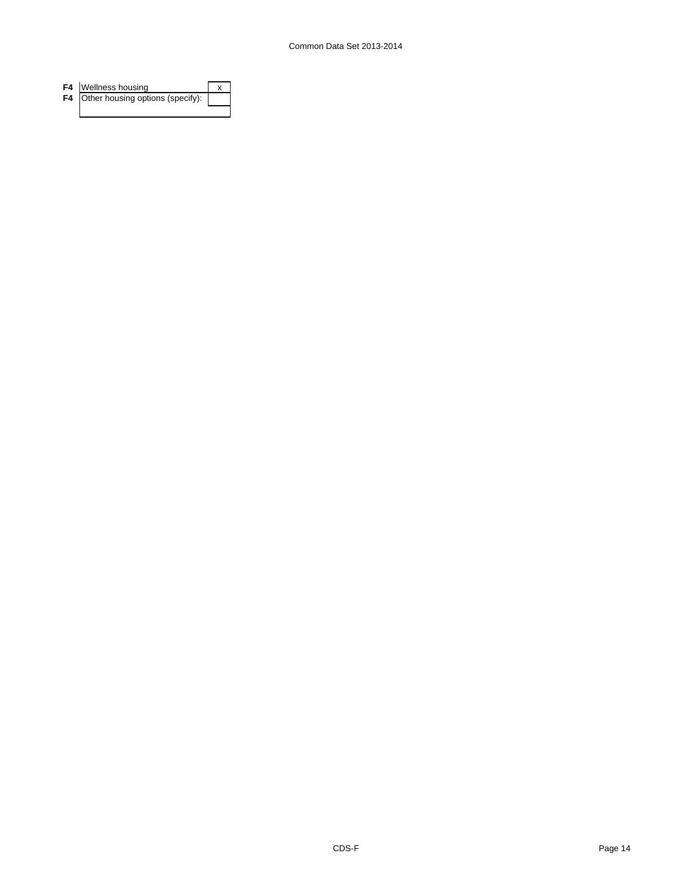| | | |
|---|---|---|
| **F4** | Wellness housing | x |
| **F4** | Other housing options (specify): | |
| | | |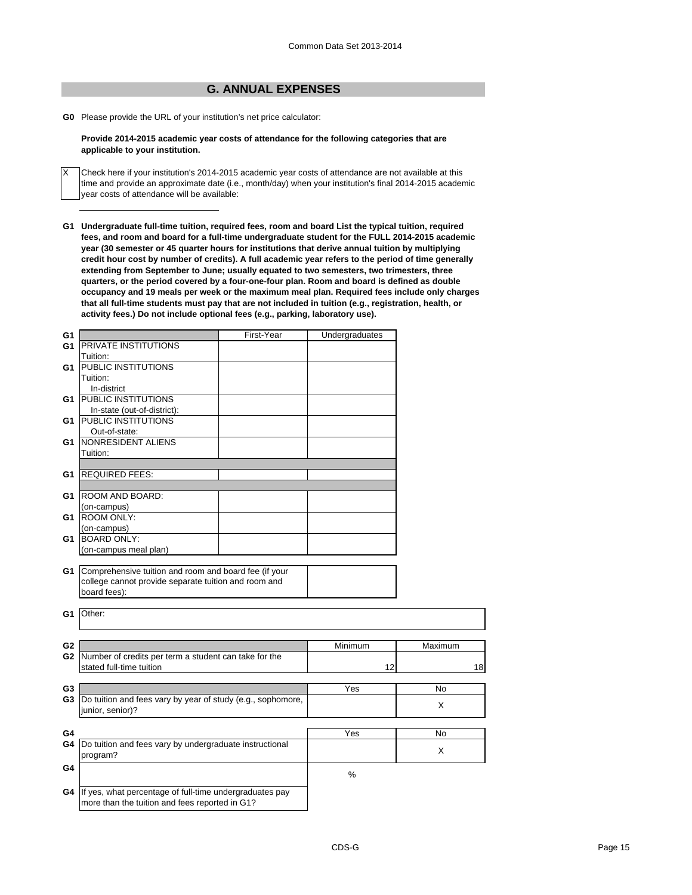## G. ANNUAL EXPENSES

**G0** Please provide the URL of your institution's net price calculator:

**Provide 2014-2015 academic year costs of attendance for the following categories that are applicable to your institution.**

X — Check here if your institution's 2014-2015 academic year costs of attendance are not available at this time and provide an approximate date (i.e., month/day) when your institution's final 2014-2015 academic year costs of attendance will be available:

**G1 Undergraduate full-time tuition, required fees, room and board List the typical tuition, required fees, and room and board for a full-time undergraduate student for the FULL 2014-2015 academic year (30 semester or 45 quarter hours for institutions that derive annual tuition by multiplying credit hour cost by number of credits). A full academic year refers to the period of time generally extending from September to June; usually equated to two semesters, two trimesters, three quarters, or the period covered by a four-one-four plan. Room and board is defined as double occupancy and 19 meals per week or the maximum meal plan. Required fees include only charges that all full-time students must pay that are not included in tuition (e.g., registration, health, or activity fees.) Do not include optional fees (e.g., parking, laboratory use).**

| G1 | | First-Year | Undergraduates |
|---|---|---|---|
| G1 | PRIVATE INSTITUTIONS Tuition: | | |
| G1 | PUBLIC INSTITUTIONS Tuition: In-district | | |
| G1 | PUBLIC INSTITUTIONS In-state (out-of-district): | | |
| G1 | PUBLIC INSTITUTIONS Out-of-state: | | |
| G1 | NONRESIDENT ALIENS Tuition: | | |
| G1 | REQUIRED FEES: | | |
| G1 | ROOM AND BOARD: (on-campus) | | |
| G1 | ROOM ONLY: (on-campus) | | |
| G1 | BOARD ONLY: (on-campus meal plan) | | |

| G1 | | |
|---|---|---|
| G1 | Comprehensive tuition and room and board fee (if your college cannot provide separate tuition and room and board fees): | |

| G1 | Other: |
|---|---|

| G2 | | Minimum | Maximum |
|---|---|---|---|
| G2 | Number of credits per term a student can take for the stated full-time tuition | 12 | 18 |

| G3 | | Yes | No |
|---|---|---|---|
| G3 | Do tuition and fees vary by year of study (e.g., sophomore, junior, senior)? | | X |

| G4 | | Yes | No |
|---|---|---|---|
| G4 | Do tuition and fees vary by undergraduate instructional program? | | X |
| G4 | | % | |
| G4 | If yes, what percentage of full-time undergraduates pay more than the tuition and fees reported in G1? | | |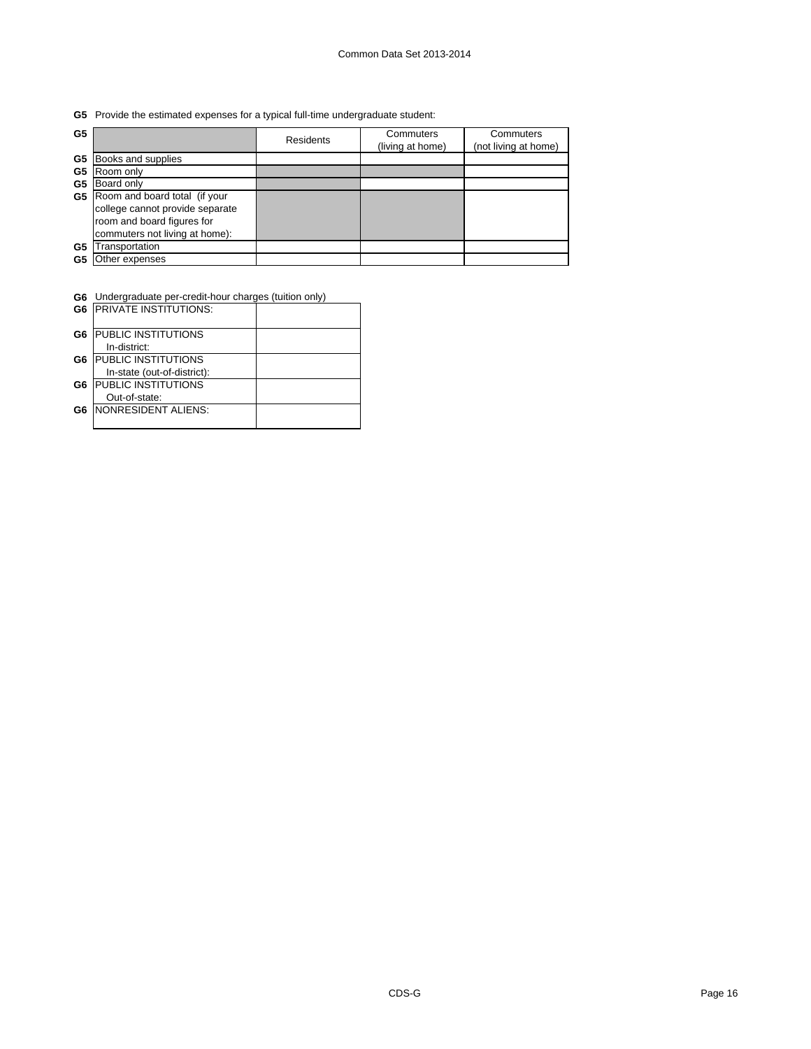**G5** Provide the estimated expenses for a typical full-time undergraduate student:

| G5 | | Residents | Commuters (living at home) | Commuters (not living at home) |
|---|---|---|---|---|
| G5 | Books and supplies | | | |
| G5 | Room only | | | |
| G5 | Board only | | | |
| G5 | Room and board total (if your college cannot provide separate room and board figures for commuters not living at home): | | | |
| G5 | Transportation | | | |
| G5 | Other expenses | | | |

**G6** Undergraduate per-credit-hour charges (tuition only)

| | | |
|---|---|---|
| G6 | PRIVATE INSTITUTIONS: | |
| G6 | PUBLIC INSTITUTIONS In-district: | |
| G6 | PUBLIC INSTITUTIONS In-state (out-of-district): | |
| G6 | PUBLIC INSTITUTIONS Out-of-state: | |
| G6 | NONRESIDENT ALIENS: | |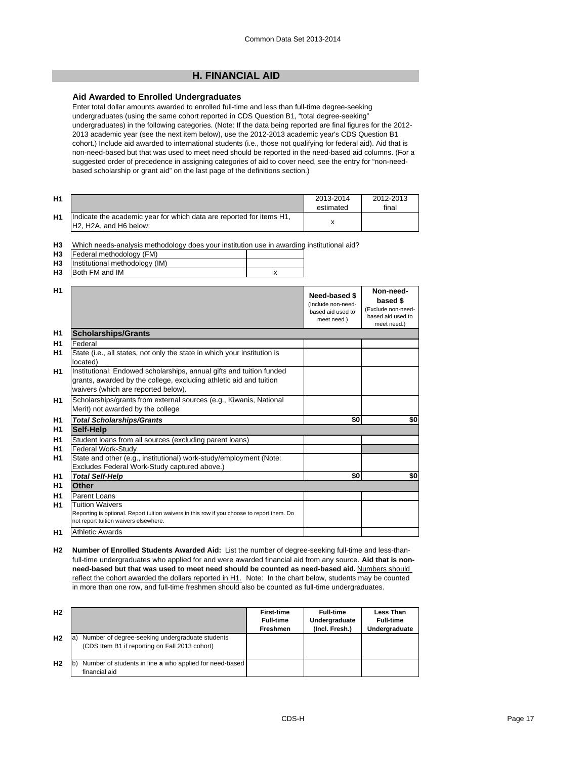## H. FINANCIAL AID

### Aid Awarded to Enrolled Undergraduates

Enter total dollar amounts awarded to enrolled full-time and less than full-time degree-seeking undergraduates (using the same cohort reported in CDS Question B1, "total degree-seeking" undergraduates) in the following categories. (Note: If the data being reported are final figures for the 2012-2013 academic year (see the next item below), use the 2012-2013 academic year's CDS Question B1 cohort.) Include aid awarded to international students (i.e., those not qualifying for federal aid). Aid that is non-need-based but that was used to meet need should be reported in the need-based aid columns. (For a suggested order of precedence in assigning categories of aid to cover need, see the entry for "non-need-based scholarship or grant aid" on the last page of the definitions section.)

| | | 2013-2014 estimated | 2012-2013 final |
|---|---|---|---|
| H1 | Indicate the academic year for which data are reported for items H1, H2, H2A, and H6 below: | x | |

**H3** Which needs-analysis methodology does your institution use in awarding institutional aid?

| | | |
|---|---|---|
| H3 | Federal methodology (FM) | |
| H3 | Institutional methodology (IM) | |
| H3 | Both FM and IM | x |

| | | Need-based $ (Include non-need-based aid used to meet need.) | Non-need-based $ (Exclude non-need-based aid used to meet need.) |
|---|---|---|---|
| H1 | **Scholarships/Grants** | | |
| H1 | Federal | | |
| H1 | State (i.e., all states, not only the state in which your institution is located) | | |
| H1 | Institutional: Endowed scholarships, annual gifts and tuition funded grants, awarded by the college, excluding athletic aid and tuition waivers (which are reported below). | | |
| H1 | Scholarships/grants from external sources (e.g., Kiwanis, National Merit) not awarded by the college | | |
| H1 | ***Total Scholarships/Grants*** | $0 | $0 |
| H1 | **Self-Help** | | |
| H1 | Student loans from all sources (excluding parent loans) | | |
| H1 | Federal Work-Study | | |
| H1 | State and other (e.g., institutional) work-study/employment (Note: Excludes Federal Work-Study captured above.) | | |
| H1 | ***Total Self-Help*** | $0 | $0 |
| H1 | **Other** | | |
| H1 | Parent Loans | | |
| H1 | Tuition Waivers<br>Reporting is optional. Report tuition waivers in this row if you choose to report them. Do not report tuition waivers elsewhere. | | |
| H1 | Athletic Awards | | |

**H2** **Number of Enrolled Students Awarded Aid:** List the number of degree-seeking full-time and less-than-full-time undergraduates who applied for and were awarded financial aid from any source. **Aid that is non-need-based but that was used to meet need should be counted as need-based aid.** Numbers should reflect the cohort awarded the dollars reported in H1. Note: In the chart below, students may be counted in more than one row, and full-time freshmen should also be counted as full-time undergraduates.

| | | First-time Full-time Freshmen | Full-time Undergraduate (Incl. Fresh.) | Less Than Full-time Undergraduate |
|---|---|---|---|---|
| H2 | a) Number of degree-seeking undergraduate students (CDS Item B1 if reporting on Fall 2013 cohort) | | | |
| H2 | b) Number of students in line **a** who applied for need-based financial aid | | | |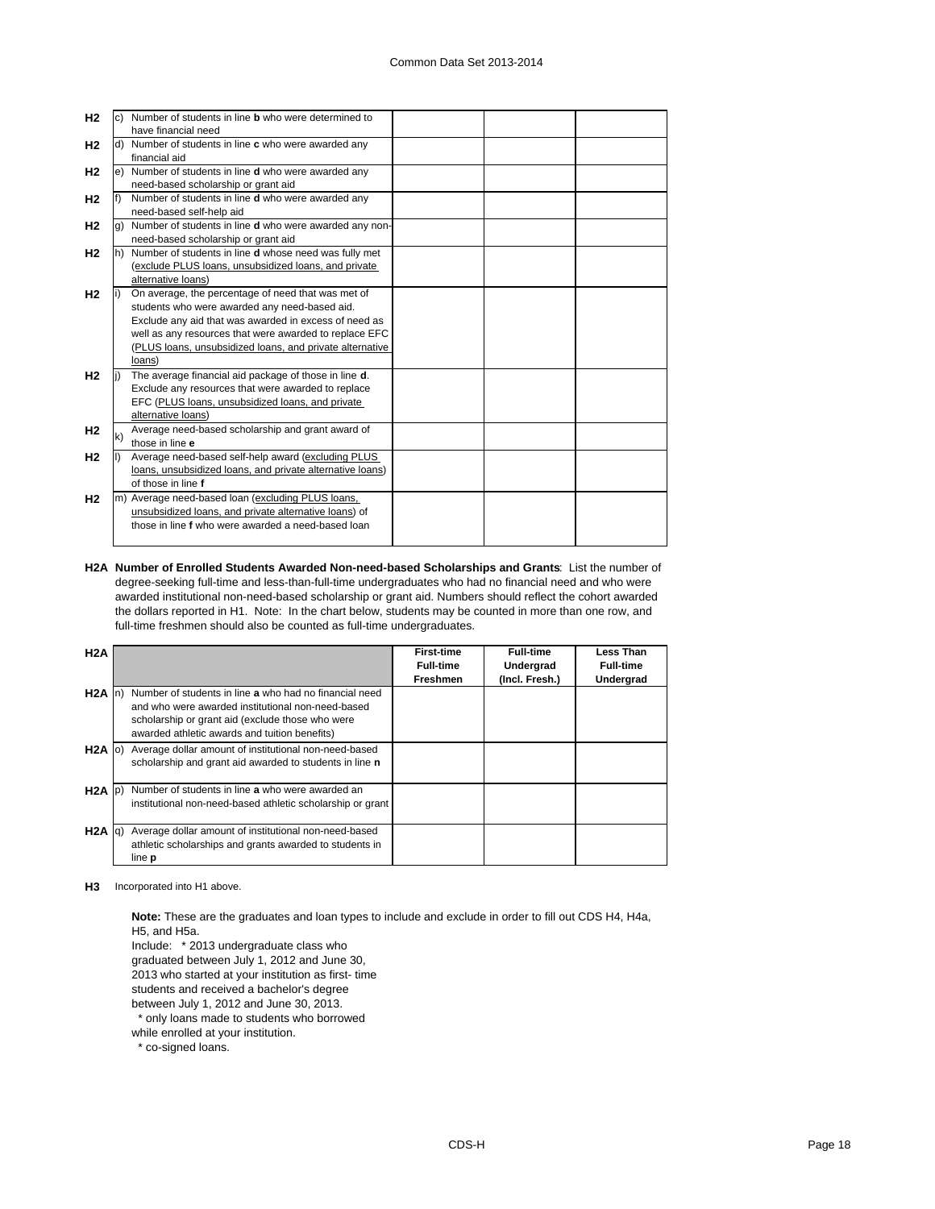| | | | | | |
|---|---|---|---|---|---|
| H2 | c) | Number of students in line **b** who were determined to have financial need | | | |
| H2 | d) | Number of students in line **c** who were awarded any financial aid | | | |
| H2 | e) | Number of students in line **d** who were awarded any need-based scholarship or grant aid | | | |
| H2 | f) | Number of students in line **d** who were awarded any need-based self-help aid | | | |
| H2 | g) | Number of students in line **d** who were awarded any non-need-based scholarship or grant aid | | | |
| H2 | h) | Number of students in line **d** whose need was fully met (exclude PLUS loans, unsubsidized loans, and private alternative loans) | | | |
| H2 | i) | On average, the percentage of need that was met of students who were awarded any need-based aid. Exclude any aid that was awarded in excess of need as well as any resources that were awarded to replace EFC (PLUS loans, unsubsidized loans, and private alternative loans) | | | |
| H2 | j) | The average financial aid package of those in line **d**. Exclude any resources that were awarded to replace EFC (PLUS loans, unsubsidized loans, and private alternative loans) | | | |
| H2 | k) | Average need-based scholarship and grant award of those in line **e** | | | |
| H2 | l) | Average need-based self-help award (excluding PLUS loans, unsubsidized loans, and private alternative loans) of those in line **f** | | | |
| H2 | m) | Average need-based loan (excluding PLUS loans, unsubsidized loans, and private alternative loans) of those in line **f** who were awarded a need-based loan | | | |

**H2A Number of Enrolled Students Awarded Non-need-based Scholarships and Grants**: List the number of degree-seeking full-time and less-than-full-time undergraduates who had no financial need and who were awarded institutional non-need-based scholarship or grant aid. Numbers should reflect the cohort awarded the dollars reported in H1. Note: In the chart below, students may be counted in more than one row, and full-time freshmen should also be counted as full-time undergraduates.

| H2A | | | First-time Full-time Freshmen | Full-time Undergrad (Incl. Fresh.) | Less Than Full-time Undergrad |
|---|---|---|---|---|---|
| H2A | n) | Number of students in line **a** who had no financial need and who were awarded institutional non-need-based scholarship or grant aid (exclude those who were awarded athletic awards and tuition benefits) | | | |
| H2A | o) | Average dollar amount of institutional non-need-based scholarship and grant aid awarded to students in line **n** | | | |
| H2A | p) | Number of students in line **a** who were awarded an institutional non-need-based athletic scholarship or grant | | | |
| H2A | q) | Average dollar amount of institutional non-need-based athletic scholarships and grants awarded to students in line **p** | | | |

**H3** Incorporated into H1 above.

**Note:** These are the graduates and loan types to include and exclude in order to fill out CDS H4, H4a, H5, and H5a.

Include: * 2013 undergraduate class who graduated between July 1, 2012 and June 30, 2013 who started at your institution as first- time students and received a bachelor's degree between July 1, 2012 and June 30, 2013.

* only loans made to students who borrowed while enrolled at your institution.

* co-signed loans.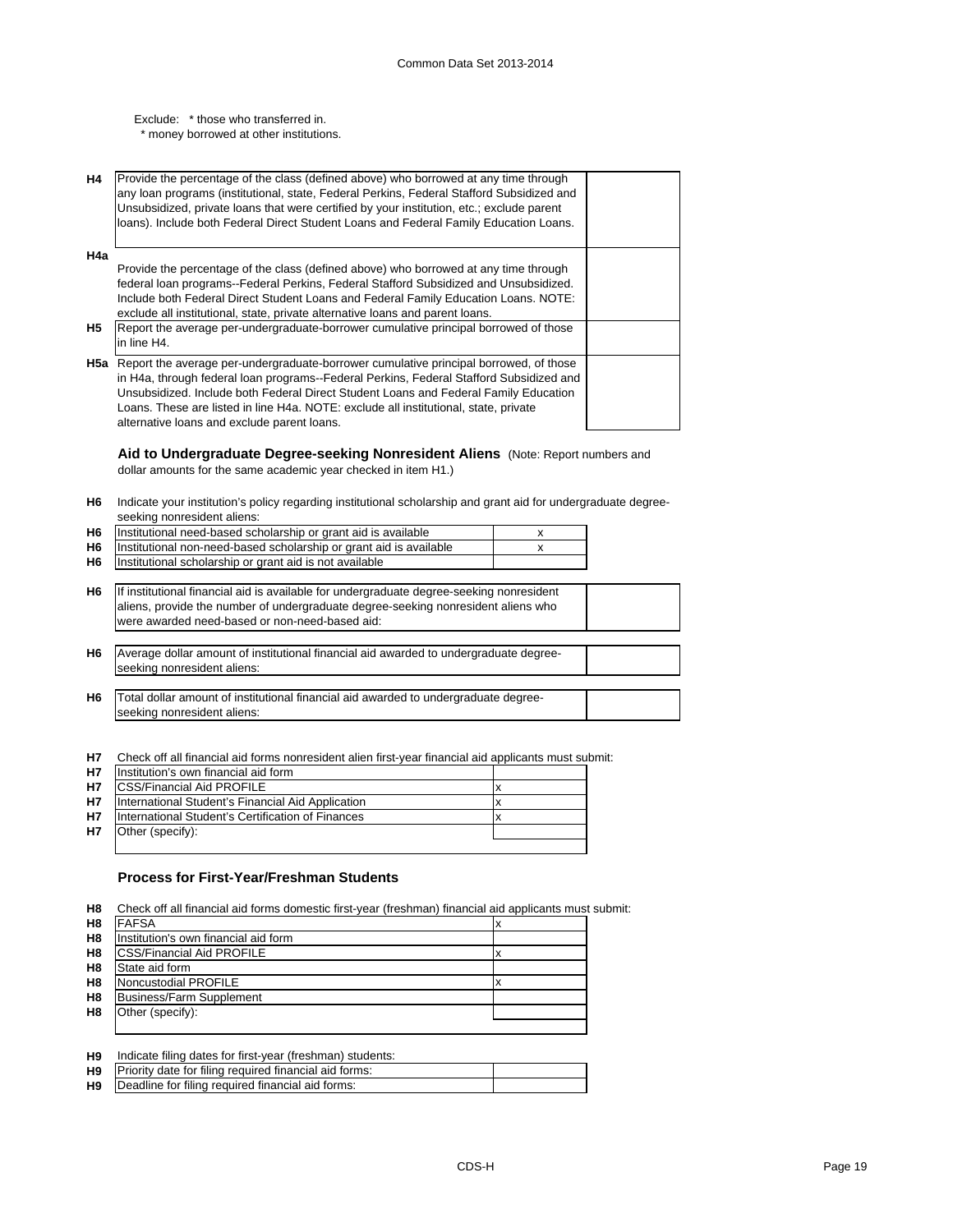Exclude: * those who transferred in.
* money borrowed at other institutions.

| | | |
|---|---|---|
| H4 | Provide the percentage of the class (defined above) who borrowed at any time through any loan programs (institutional, state, Federal Perkins, Federal Stafford Subsidized and Unsubsidized, private loans that were certified by your institution, etc.; exclude parent loans). Include both Federal Direct Student Loans and Federal Family Education Loans. | |
| H4a | Provide the percentage of the class (defined above) who borrowed at any time through federal loan programs--Federal Perkins, Federal Stafford Subsidized and Unsubsidized. Include both Federal Direct Student Loans and Federal Family Education Loans. NOTE: exclude all institutional, state, private alternative loans and parent loans. | |
| H5 | Report the average per-undergraduate-borrower cumulative principal borrowed of those in line H4. | |
| H5a | Report the average per-undergraduate-borrower cumulative principal borrowed, of those in H4a, through federal loan programs--Federal Perkins, Federal Stafford Subsidized and Unsubsidized. Include both Federal Direct Student Loans and Federal Family Education Loans. These are listed in line H4a. NOTE: exclude all institutional, state, private alternative loans and exclude parent loans. | |

**Aid to Undergraduate Degree-seeking Nonresident Aliens** (Note: Report numbers and dollar amounts for the same academic year checked in item H1.)

**H6** Indicate your institution's policy regarding institutional scholarship and grant aid for undergraduate degree-seeking nonresident aliens:

| | | |
|---|---|---|
| H6 | Institutional need-based scholarship or grant aid is available | x |
| H6 | Institutional non-need-based scholarship or grant aid is available | x |
| H6 | Institutional scholarship or grant aid is not available | |

| | | |
|---|---|---|
| H6 | If institutional financial aid is available for undergraduate degree-seeking nonresident aliens, provide the number of undergraduate degree-seeking nonresident aliens who were awarded need-based or non-need-based aid: | |
| H6 | Average dollar amount of institutional financial aid awarded to undergraduate degree-seeking nonresident aliens: | |
| H6 | Total dollar amount of institutional financial aid awarded to undergraduate degree-seeking nonresident aliens: | |

**H7** Check off all financial aid forms nonresident alien first-year financial aid applicants must submit:

| | | |
|---|---|---|
| H7 | Institution's own financial aid form | |
| H7 | CSS/Financial Aid PROFILE | x |
| H7 | International Student's Financial Aid Application | x |
| H7 | International Student's Certification of Finances | x |
| H7 | Other (specify): | |

### Process for First-Year/Freshman Students

**H8** Check off all financial aid forms domestic first-year (freshman) financial aid applicants must submit:

| | | |
|---|---|---|
| H8 | FAFSA | x |
| H8 | Institution's own financial aid form | |
| H8 | CSS/Financial Aid PROFILE | x |
| H8 | State aid form | |
| H8 | Noncustodial PROFILE | x |
| H8 | Business/Farm Supplement | |
| H8 | Other (specify): | |

**H9** Indicate filing dates for first-year (freshman) students:

| | | |
|---|---|---|
| H9 | Priority date for filing required financial aid forms: | |
| H9 | Deadline for filing required financial aid forms: | |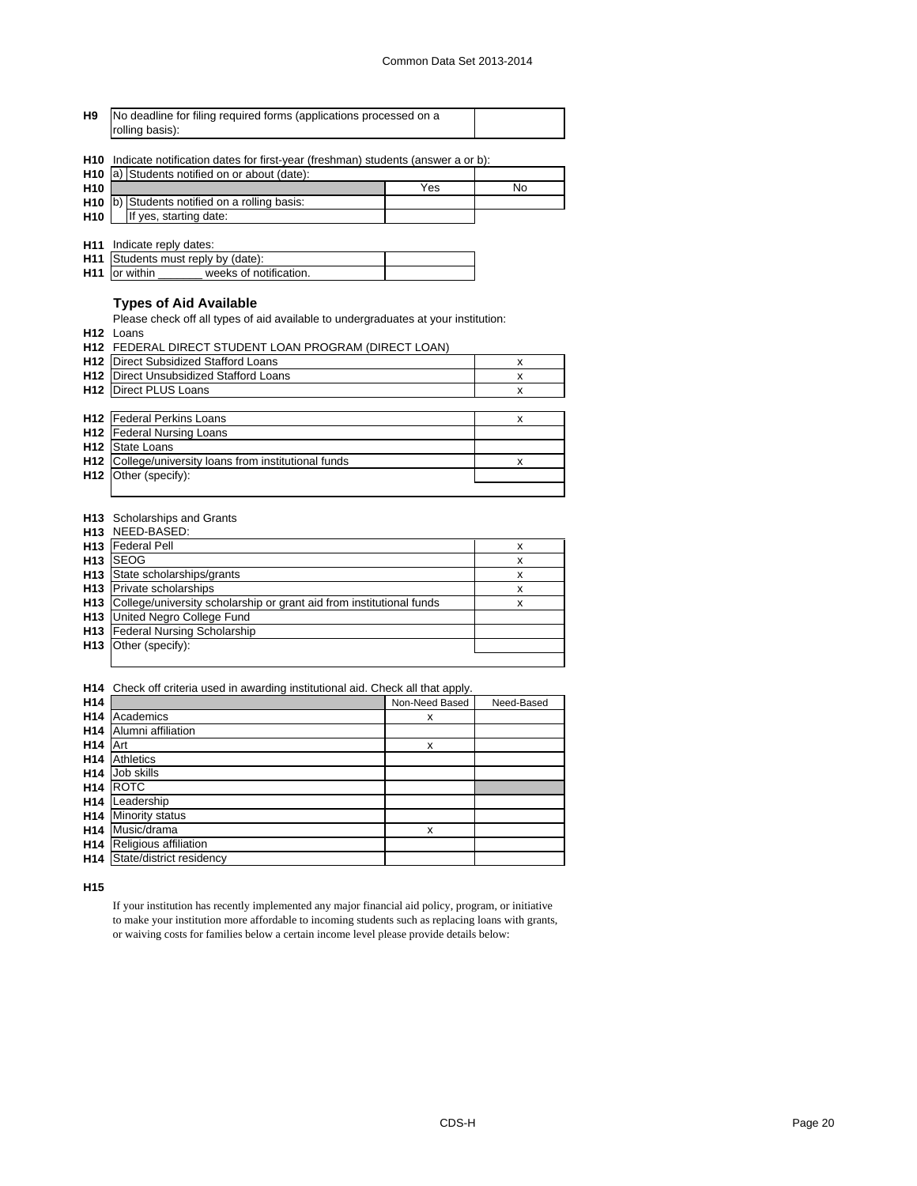| | | |
|---|---|---|
| **H9** | No deadline for filing required forms (applications processed on a rolling basis): | |

**H10** Indicate notification dates for first-year (freshman) students (answer a or b):

| | | | |
|---|---|---|---|
| **H10** | a) Students notified on or about (date): | | |
| **H10** | | Yes | No |
| **H10** | b) Students notified on a rolling basis: | | |
| **H10** | If yes, starting date: | | |

**H11** Indicate reply dates:

| | | |
|---|---|---|
| **H11** | Students must reply by (date): | |
| **H11** | or within _______ weeks of notification. | |

### Types of Aid Available

Please check off all types of aid available to undergraduates at your institution:

**H12** Loans

**H12** FEDERAL DIRECT STUDENT LOAN PROGRAM (DIRECT LOAN)

| | | |
|---|---|---|
| **H12** | Direct Subsidized Stafford Loans | x |
| **H12** | Direct Unsubsidized Stafford Loans | x |
| **H12** | Direct PLUS Loans | x |

| | | |
|---|---|---|
| **H12** | Federal Perkins Loans | x |
| **H12** | Federal Nursing Loans | |
| **H12** | State Loans | |
| **H12** | College/university loans from institutional funds | x |
| **H12** | Other (specify): | |

**H13** Scholarships and Grants

**H13** NEED-BASED:

| | | |
|---|---|---|
| **H13** | Federal Pell | x |
| **H13** | SEOG | x |
| **H13** | State scholarships/grants | x |
| **H13** | Private scholarships | x |
| **H13** | College/university scholarship or grant aid from institutional funds | x |
| **H13** | United Negro College Fund | |
| **H13** | Federal Nursing Scholarship | |
| **H13** | Other (specify): | |

**H14** Check off criteria used in awarding institutional aid. Check all that apply.

| | | Non-Need Based | Need-Based |
|---|---|---|---|
| **H14** | Academics | x | |
| **H14** | Alumni affiliation | | |
| **H14** | Art | x | |
| **H14** | Athletics | | |
| **H14** | Job skills | | |
| **H14** | ROTC | | |
| **H14** | Leadership | | |
| **H14** | Minority status | | |
| **H14** | Music/drama | x | |
| **H14** | Religious affiliation | | |
| **H14** | State/district residency | | |

**H15**

If your institution has recently implemented any major financial aid policy, program, or initiative to make your institution more affordable to incoming students such as replacing loans with grants, or waiving costs for families below a certain income level please provide details below: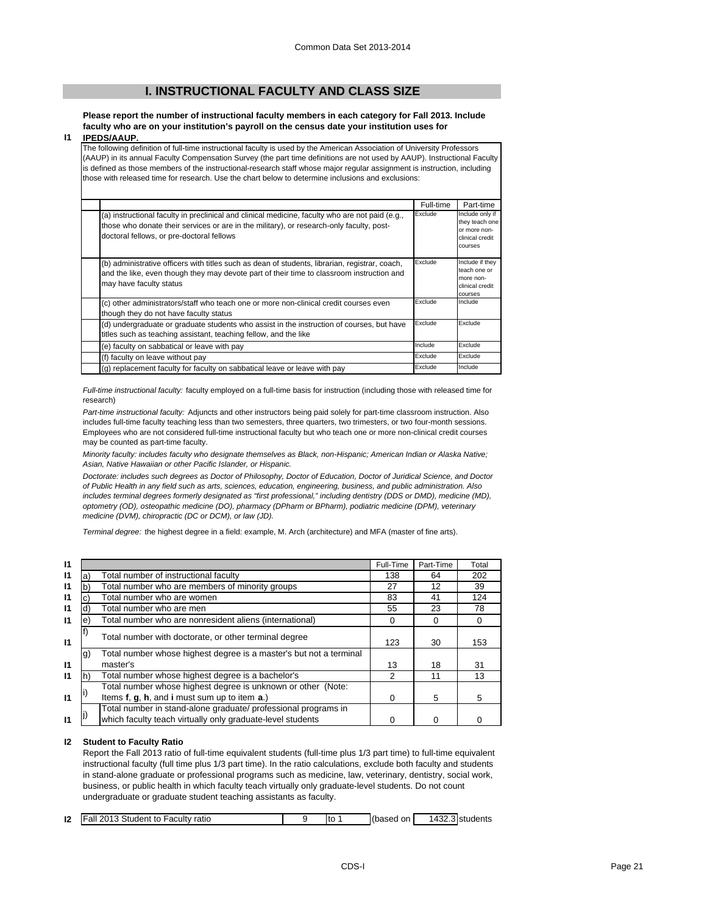## I. INSTRUCTIONAL FACULTY AND CLASS SIZE

**I1** **Please report the number of instructional faculty members in each category for Fall 2013. Include faculty who are on your institution's payroll on the census date your institution uses for IPEDS/AAUP.**

The following definition of full-time instructional faculty is used by the American Association of University Professors (AAUP) in its annual Faculty Compensation Survey (the part time definitions are not used by AAUP). Instructional Faculty is defined as those members of the instructional-research staff whose major regular assignment is instruction, including those with released time for research. Use the chart below to determine inclusions and exclusions:

| | Full-time | Part-time |
|---|---|---|
| (a) instructional faculty in preclinical and clinical medicine, faculty who are not paid (e.g., those who donate their services or are in the military), or research-only faculty, post-doctoral fellows, or pre-doctoral fellows | Exclude | Include only if they teach one or more non-clinical credit courses |
| (b) administrative officers with titles such as dean of students, librarian, registrar, coach, and the like, even though they may devote part of their time to classroom instruction and may have faculty status | Exclude | Include if they teach one or more non-clinical credit courses |
| (c) other administrators/staff who teach one or more non-clinical credit courses even though they do not have faculty status | Exclude | Include |
| (d) undergraduate or graduate students who assist in the instruction of courses, but have titles such as teaching assistant, teaching fellow, and the like | Exclude | Exclude |
| (e) faculty on sabbatical or leave with pay | Include | Exclude |
| (f) faculty on leave without pay | Exclude | Exclude |
| (g) replacement faculty for faculty on sabbatical leave or leave with pay | Exclude | Include |

*Full-time instructional faculty:* faculty employed on a full-time basis for instruction (including those with released time for research)

*Part-time instructional faculty:* Adjuncts and other instructors being paid solely for part-time classroom instruction. Also includes full-time faculty teaching less than two semesters, three quarters, two trimesters, or two four-month sessions. Employees who are not considered full-time instructional faculty but who teach one or more non-clinical credit courses may be counted as part-time faculty.

*Minority faculty: includes faculty who designate themselves as Black, non-Hispanic; American Indian or Alaska Native; Asian, Native Hawaiian or other Pacific Islander, or Hispanic.*

*Doctorate: includes such degrees as Doctor of Philosophy, Doctor of Education, Doctor of Juridical Science, and Doctor of Public Health in any field such as arts, sciences, education, engineering, business, and public administration. Also includes terminal degrees formerly designated as "first professional," including dentistry (DDS or DMD), medicine (MD), optometry (OD), osteopathic medicine (DO), pharmacy (DPharm or BPharm), podiatric medicine (DPM), veterinary medicine (DVM), chiropractic (DC or DCM), or law (JD).*

*Terminal degree:* the highest degree in a field: example, M. Arch (architecture) and MFA (master of fine arts).

| | | | Full-Time | Part-Time | Total |
|---|---|---|---|---|---|
| I1 | a) | Total number of instructional faculty | 138 | 64 | 202 |
| I1 | b) | Total number who are members of minority groups | 27 | 12 | 39 |
| I1 | c) | Total number who are women | 83 | 41 | 124 |
| I1 | d) | Total number who are men | 55 | 23 | 78 |
| I1 | e) | Total number who are nonresident aliens (international) | 0 | 0 | 0 |
| I1 | f) | Total number with doctorate, or other terminal degree | 123 | 30 | 153 |
| I1 | g) | Total number whose highest degree is a master's but not a terminal master's | 13 | 18 | 31 |
| I1 | h) | Total number whose highest degree is a bachelor's | 2 | 11 | 13 |
| I1 | i) | Total number whose highest degree is unknown or other (Note: Items **f**, **g**, **h**, and **i** must sum up to item **a**.) | 0 | 5 | 5 |
| I1 | j) | Total number in stand-alone graduate/ professional programs in which faculty teach virtually only graduate-level students | 0 | 0 | 0 |

**I2** **Student to Faculty Ratio**

Report the Fall 2013 ratio of full-time equivalent students (full-time plus 1/3 part time) to full-time equivalent instructional faculty (full time plus 1/3 part time). In the ratio calculations, exclude both faculty and students in stand-alone graduate or professional programs such as medicine, law, veterinary, dentistry, social work, business, or public health in which faculty teach virtually only graduate-level students. Do not count undergraduate or graduate student teaching assistants as faculty.

| | | | | | | |
|---|---|---|---|---|---|---|
| I2 | Fall 2013 Student to Faculty ratio | 9 | to 1 | (based on | 1432.3 | students |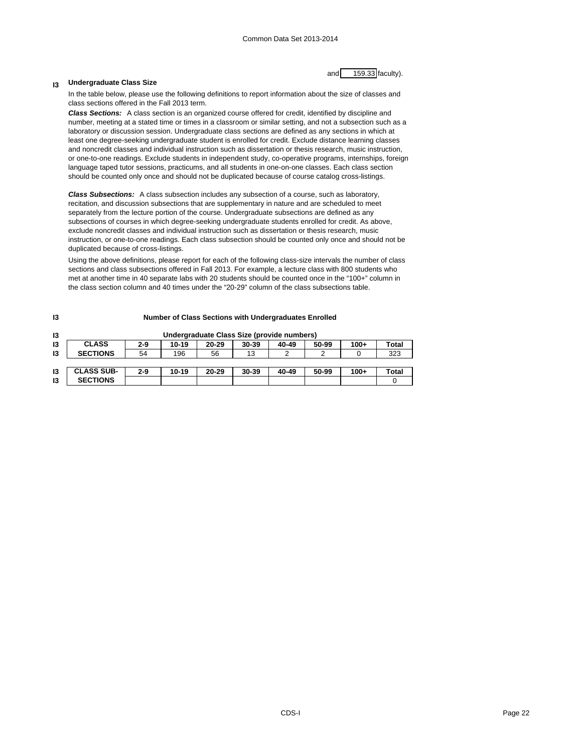and 159.33 faculty).

**I3 Undergraduate Class Size**

In the table below, please use the following definitions to report information about the size of classes and class sections offered in the Fall 2013 term.

***Class Sections:*** A class section is an organized course offered for credit, identified by discipline and number, meeting at a stated time or times in a classroom or similar setting, and not a subsection such as a laboratory or discussion session. Undergraduate class sections are defined as any sections in which at least one degree-seeking undergraduate student is enrolled for credit. Exclude distance learning classes and noncredit classes and individual instruction such as dissertation or thesis research, music instruction, or one-to-one readings. Exclude students in independent study, co-operative programs, internships, foreign language taped tutor sessions, practicums, and all students in one-on-one classes. Each class section should be counted only once and should not be duplicated because of course catalog cross-listings.

***Class Subsections:*** A class subsection includes any subsection of a course, such as laboratory, recitation, and discussion subsections that are supplementary in nature and are scheduled to meet separately from the lecture portion of the course. Undergraduate subsections are defined as any subsections of courses in which degree-seeking undergraduate students enrolled for credit. As above, exclude noncredit classes and individual instruction such as dissertation or thesis research, music instruction, or one-to-one readings. Each class subsection should be counted only once and should not be duplicated because of cross-listings.

Using the above definitions, please report for each of the following class-size intervals the number of class sections and class subsections offered in Fall 2013. For example, a lecture class with 800 students who met at another time in 40 separate labs with 20 students should be counted once in the "100+" column in the class section column and 40 times under the "20-29" column of the class subsections table.

**I3 Number of Class Sections with Undergraduates Enrolled**

**Undergraduate Class Size (provide numbers)**

| CLASS SECTIONS | 2-9 | 10-19 | 20-29 | 30-39 | 40-49 | 50-99 | 100+ | Total |
|---|---|---|---|---|---|---|---|---|
| | 54 | 196 | 56 | 13 | 2 | 2 | 0 | 323 |

| CLASS SUB-SECTIONS | 2-9 | 10-19 | 20-29 | 30-39 | 40-49 | 50-99 | 100+ | Total |
|---|---|---|---|---|---|---|---|---|
| | | | | | | | | 0 |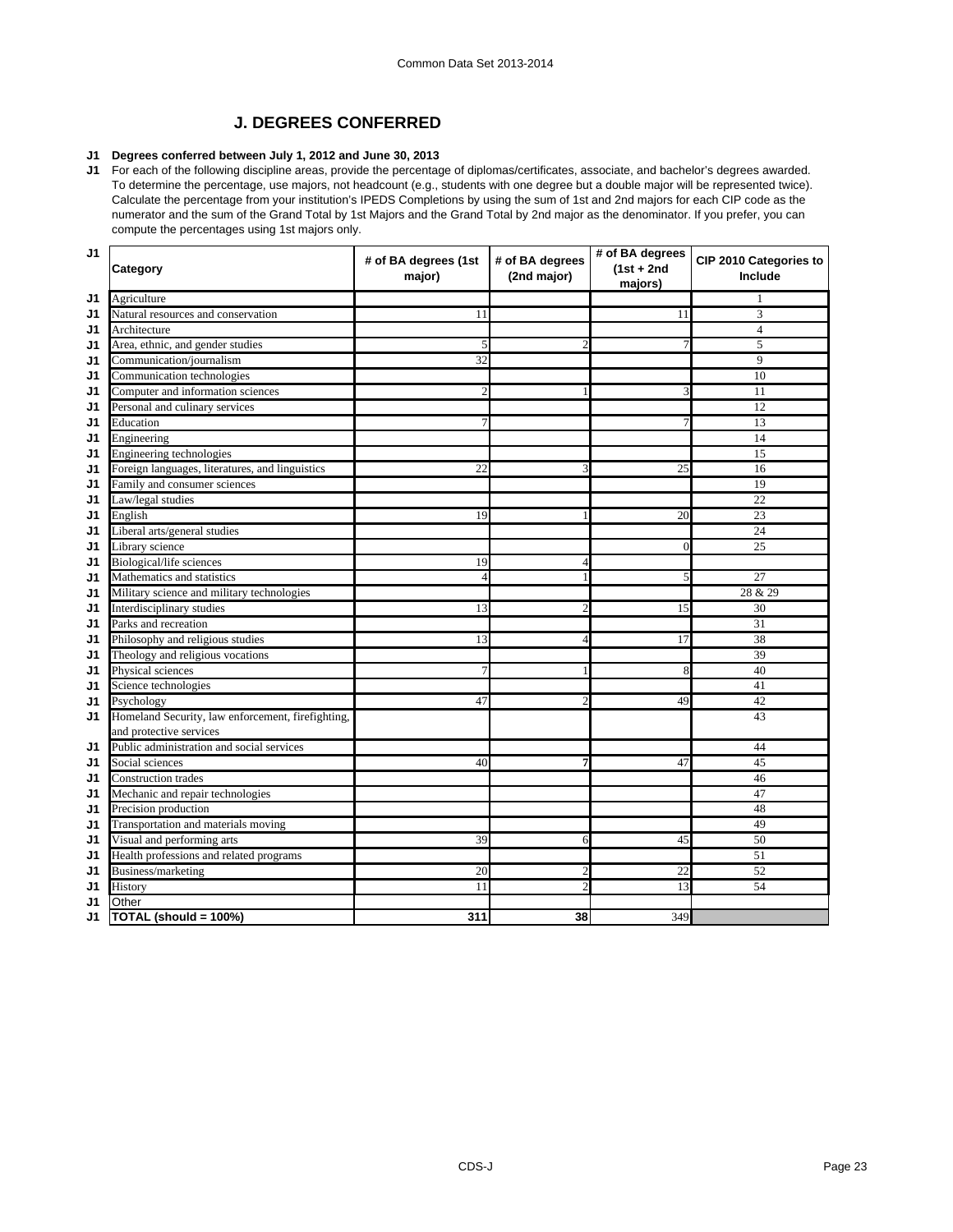## J. DEGREES CONFERRED

**J1 Degrees conferred between July 1, 2012 and June 30, 2013**

J1 For each of the following discipline areas, provide the percentage of diplomas/certificates, associate, and bachelor's degrees awarded. To determine the percentage, use majors, not headcount (e.g., students with one degree but a double major will be represented twice). Calculate the percentage from your institution's IPEDS Completions by using the sum of 1st and 2nd majors for each CIP code as the numerator and the sum of the Grand Total by 1st Majors and the Grand Total by 2nd major as the denominator. If you prefer, you can compute the percentages using 1st majors only.

| | Category | # of BA degrees (1st major) | # of BA degrees (2nd major) | # of BA degrees (1st + 2nd majors) | CIP 2010 Categories to Include |
|---|---|---|---|---|---|
| J1 | Agriculture | | | | 1 |
| J1 | Natural resources and conservation | 11 | | 11 | 3 |
| J1 | Architecture | | | | 4 |
| J1 | Area, ethnic, and gender studies | 5 | 2 | 7 | 5 |
| J1 | Communication/journalism | 32 | | | 9 |
| J1 | Communication technologies | | | | 10 |
| J1 | Computer and information sciences | 2 | 1 | 3 | 11 |
| J1 | Personal and culinary services | | | | 12 |
| J1 | Education | 7 | | 7 | 13 |
| J1 | Engineering | | | | 14 |
| J1 | Engineering technologies | | | | 15 |
| J1 | Foreign languages, literatures, and linguistics | 22 | 3 | 25 | 16 |
| J1 | Family and consumer sciences | | | | 19 |
| J1 | Law/legal studies | | | | 22 |
| J1 | English | 19 | 1 | 20 | 23 |
| J1 | Liberal arts/general studies | | | | 24 |
| J1 | Library science | | | 0 | 25 |
| J1 | Biological/life sciences | 19 | 4 | | |
| J1 | Mathematics and statistics | 4 | 1 | 5 | 27 |
| J1 | Military science and military technologies | | | | 28 & 29 |
| J1 | Interdisciplinary studies | 13 | 2 | 15 | 30 |
| J1 | Parks and recreation | | | | 31 |
| J1 | Philosophy and religious studies | 13 | 4 | 17 | 38 |
| J1 | Theology and religious vocations | | | | 39 |
| J1 | Physical sciences | 7 | 1 | 8 | 40 |
| J1 | Science technologies | | | | 41 |
| J1 | Psychology | 47 | 2 | 49 | 42 |
| J1 | Homeland Security, law enforcement, firefighting, and protective services | | | | 43 |
| J1 | Public administration and social services | | | | 44 |
| J1 | Social sciences | 40 | 7 | 47 | 45 |
| J1 | Construction trades | | | | 46 |
| J1 | Mechanic and repair technologies | | | | 47 |
| J1 | Precision production | | | | 48 |
| J1 | Transportation and materials moving | | | | 49 |
| J1 | Visual and performing arts | 39 | 6 | 45 | 50 |
| J1 | Health professions and related programs | | | | 51 |
| J1 | Business/marketing | 20 | 2 | 22 | 52 |
| J1 | History | 11 | 2 | 13 | 54 |
| J1 | Other | | | | |
| J1 | **TOTAL (should = 100%)** | **311** | **38** | 349 | |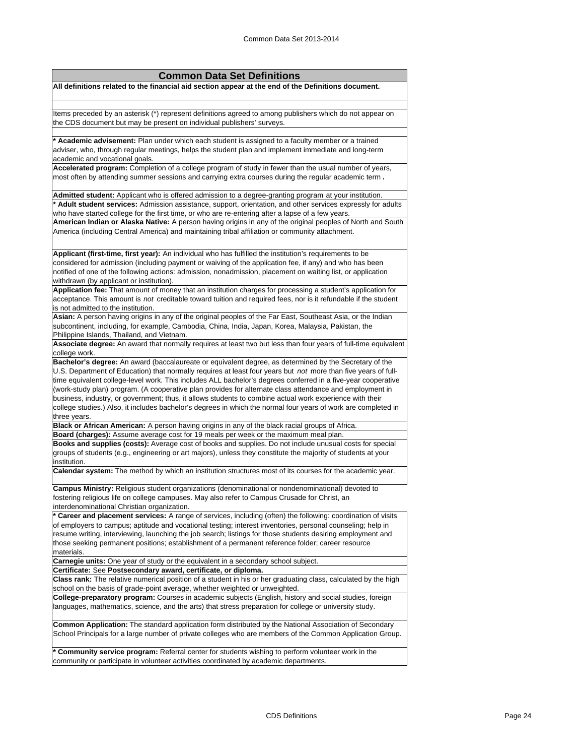## Common Data Set Definitions

**All definitions related to the financial aid section appear at the end of the Definitions document.**

Items preceded by an asterisk (*) represent definitions agreed to among publishers which do not appear on the CDS document but may be present on individual publishers' surveys.

**\* Academic advisement:** Plan under which each student is assigned to a faculty member or a trained adviser, who, through regular meetings, helps the student plan and implement immediate and long-term academic and vocational goals.

**Accelerated program:** Completion of a college program of study in fewer than the usual number of years, most often by attending summer sessions and carrying extra courses during the regular academic term **.**

**Admitted student:** Applicant who is offered admission to a degree-granting program at your institution.

**\* Adult student services:** Admission assistance, support, orientation, and other services expressly for adults who have started college for the first time, or who are re-entering after a lapse of a few years.

**American Indian or Alaska Native:** A person having origins in any of the original peoples of North and South America (including Central America) and maintaining tribal affiliation or community attachment.

**Applicant (first-time, first year):** An individual who has fulfilled the institution's requirements to be considered for admission (including payment or waiving of the application fee, if any) and who has been notified of one of the following actions: admission, nonadmission, placement on waiting list, or application withdrawn (by applicant or institution).

**Application fee:** That amount of money that an institution charges for processing a student's application for acceptance. This amount is *not* creditable toward tuition and required fees, nor is it refundable if the student is not admitted to the institution.

**Asian:** A person having origins in any of the original peoples of the Far East, Southeast Asia, or the Indian subcontinent, including, for example, Cambodia, China, India, Japan, Korea, Malaysia, Pakistan, the Philippine Islands, Thailand, and Vietnam.

**Associate degree:** An award that normally requires at least two but less than four years of full-time equivalent college work.

**Bachelor's degree:** An award (baccalaureate or equivalent degree, as determined by the Secretary of the U.S. Department of Education) that normally requires at least four years but *not* more than five years of full-time equivalent college-level work. This includes ALL bachelor's degrees conferred in a five-year cooperative (work-study plan) program. (A cooperative plan provides for alternate class attendance and employment in business, industry, or government; thus, it allows students to combine actual work experience with their college studies.) Also, it includes bachelor's degrees in which the normal four years of work are completed in three years.

**Black or African American:** A person having origins in any of the black racial groups of Africa.

**Board (charges):** Assume average cost for 19 meals per week or the maximum meal plan.

**Books and supplies (costs):** Average cost of books and supplies. Do not include unusual costs for special groups of students (e.g., engineering or art majors), unless they constitute the majority of students at your institution.

**Calendar system:** The method by which an institution structures most of its courses for the academic year.

**Campus Ministry:** Religious student organizations (denominational or nondenominational) devoted to fostering religious life on college campuses. May also refer to Campus Crusade for Christ, an interdenominational Christian organization.

**\* Career and placement services:** A range of services, including (often) the following: coordination of visits of employers to campus; aptitude and vocational testing; interest inventories, personal counseling; help in resume writing, interviewing, launching the job search; listings for those students desiring employment and those seeking permanent positions; establishment of a permanent reference folder; career resource materials.

**Carnegie units:** One year of study or the equivalent in a secondary school subject.

**Certificate:** See **Postsecondary award, certificate, or diploma.**

**Class rank:** The relative numerical position of a student in his or her graduating class, calculated by the high school on the basis of grade-point average, whether weighted or unweighted.

**College-preparatory program:** Courses in academic subjects (English, history and social studies, foreign languages, mathematics, science, and the arts) that stress preparation for college or university study.

**Common Application:** The standard application form distributed by the National Association of Secondary School Principals for a large number of private colleges who are members of the Common Application Group.

**\* Community service program:** Referral center for students wishing to perform volunteer work in the community or participate in volunteer activities coordinated by academic departments.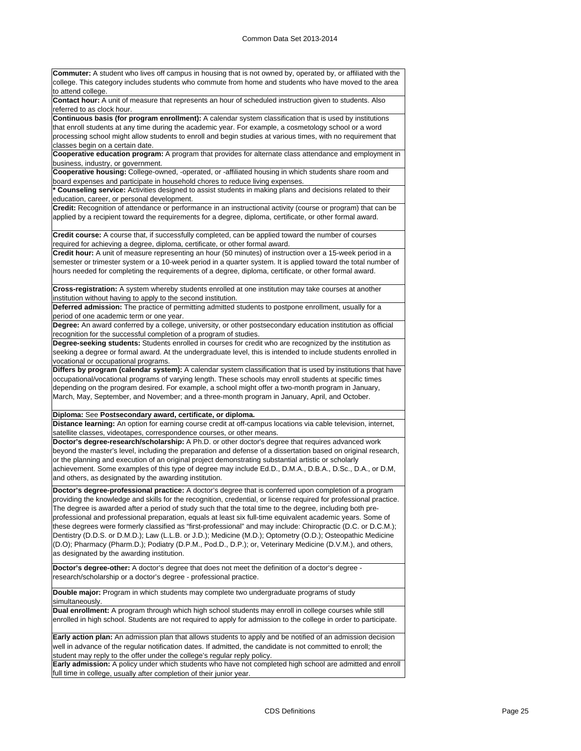**Commuter:** A student who lives off campus in housing that is not owned by, operated by, or affiliated with the college. This category includes students who commute from home and students who have moved to the area to attend college.

**Contact hour:** A unit of measure that represents an hour of scheduled instruction given to students. Also referred to as clock hour.

**Continuous basis (for program enrollment):** A calendar system classification that is used by institutions that enroll students at any time during the academic year. For example, a cosmetology school or a word processing school might allow students to enroll and begin studies at various times, with no requirement that classes begin on a certain date.

**Cooperative education program:** A program that provides for alternate class attendance and employment in business, industry, or government.

**Cooperative housing:** College-owned, -operated, or -affiliated housing in which students share room and board expenses and participate in household chores to reduce living expenses.

**\* Counseling service:** Activities designed to assist students in making plans and decisions related to their education, career, or personal development.

**Credit:** Recognition of attendance or performance in an instructional activity (course or program) that can be applied by a recipient toward the requirements for a degree, diploma, certificate, or other formal award.

**Credit course:** A course that, if successfully completed, can be applied toward the number of courses required for achieving a degree, diploma, certificate, or other formal award.

**Credit hour:** A unit of measure representing an hour (50 minutes) of instruction over a 15-week period in a semester or trimester system or a 10-week period in a quarter system. It is applied toward the total number of hours needed for completing the requirements of a degree, diploma, certificate, or other formal award.

**Cross-registration:** A system whereby students enrolled at one institution may take courses at another institution without having to apply to the second institution.

**Deferred admission:** The practice of permitting admitted students to postpone enrollment, usually for a period of one academic term or one year.

**Degree:** An award conferred by a college, university, or other postsecondary education institution as official recognition for the successful completion of a program of studies.

**Degree-seeking students:** Students enrolled in courses for credit who are recognized by the institution as seeking a degree or formal award. At the undergraduate level, this is intended to include students enrolled in vocational or occupational programs.

**Differs by program (calendar system):** A calendar system classification that is used by institutions that have occupational/vocational programs of varying length. These schools may enroll students at specific times depending on the program desired. For example, a school might offer a two-month program in January, March, May, September, and November; and a three-month program in January, April, and October.

**Diploma:** See **Postsecondary award, certificate, or diploma.**

**Distance learning:** An option for earning course credit at off-campus locations via cable television, internet, satellite classes, videotapes, correspondence courses, or other means.

**Doctor's degree-research/scholarship:** A Ph.D. or other doctor's degree that requires advanced work beyond the master's level, including the preparation and defense of a dissertation based on original research, or the planning and execution of an original project demonstrating substantial artistic or scholarly achievement. Some examples of this type of degree may include Ed.D., D.M.A., D.B.A., D.Sc., D.A., or D.M, and others, as designated by the awarding institution.

**Doctor's degree-professional practice:** A doctor's degree that is conferred upon completion of a program providing the knowledge and skills for the recognition, credential, or license required for professional practice. The degree is awarded after a period of study such that the total time to the degree, including both pre-professional and professional preparation, equals at least six full-time equivalent academic years. Some of these degrees were formerly classified as "first-professional" and may include: Chiropractic (D.C. or D.C.M.); Dentistry (D.D.S. or D.M.D.); Law (L.L.B. or J.D.); Medicine (M.D.); Optometry (O.D.); Osteopathic Medicine (D.O); Pharmacy (Pharm.D.); Podiatry (D.P.M., Pod.D., D.P.); or, Veterinary Medicine (D.V.M.), and others, as designated by the awarding institution.

**Doctor's degree-other:** A doctor's degree that does not meet the definition of a doctor's degree - research/scholarship or a doctor's degree - professional practice.

**Double major:** Program in which students may complete two undergraduate programs of study simultaneously.

**Dual enrollment:** A program through which high school students may enroll in college courses while still enrolled in high school. Students are not required to apply for admission to the college in order to participate.

**Early action plan:** An admission plan that allows students to apply and be notified of an admission decision well in advance of the regular notification dates. If admitted, the candidate is not committed to enroll; the student may reply to the offer under the college's regular reply policy.

**Early admission:** A policy under which students who have not completed high school are admitted and enroll full time in college, usually after completion of their junior year.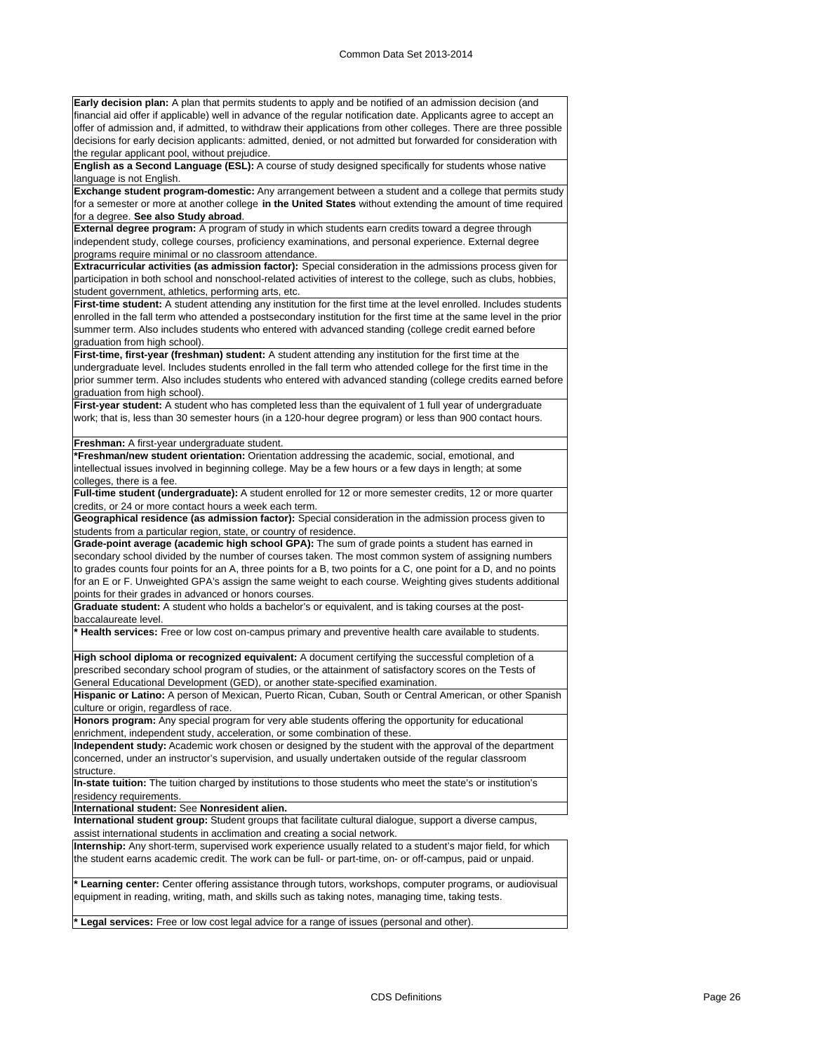**Early decision plan:** A plan that permits students to apply and be notified of an admission decision (and financial aid offer if applicable) well in advance of the regular notification date. Applicants agree to accept an offer of admission and, if admitted, to withdraw their applications from other colleges. There are three possible decisions for early decision applicants: admitted, denied, or not admitted but forwarded for consideration with the regular applicant pool, without prejudice.

**English as a Second Language (ESL):** A course of study designed specifically for students whose native language is not English.

**Exchange student program-domestic:** Any arrangement between a student and a college that permits study for a semester or more at another college **in the United States** without extending the amount of time required for a degree. **See also Study abroad**.

**External degree program:** A program of study in which students earn credits toward a degree through independent study, college courses, proficiency examinations, and personal experience. External degree programs require minimal or no classroom attendance.

**Extracurricular activities (as admission factor):** Special consideration in the admissions process given for participation in both school and nonschool-related activities of interest to the college, such as clubs, hobbies, student government, athletics, performing arts, etc.

**First-time student:** A student attending any institution for the first time at the level enrolled. Includes students enrolled in the fall term who attended a postsecondary institution for the first time at the same level in the prior summer term. Also includes students who entered with advanced standing (college credit earned before graduation from high school).

**First-time, first-year (freshman) student:** A student attending any institution for the first time at the undergraduate level. Includes students enrolled in the fall term who attended college for the first time in the prior summer term. Also includes students who entered with advanced standing (college credits earned before graduation from high school).

**First-year student:** A student who has completed less than the equivalent of 1 full year of undergraduate work; that is, less than 30 semester hours (in a 120-hour degree program) or less than 900 contact hours.

**Freshman:** A first-year undergraduate student.

**\*Freshman/new student orientation:** Orientation addressing the academic, social, emotional, and intellectual issues involved in beginning college. May be a few hours or a few days in length; at some colleges, there is a fee.

**Full-time student (undergraduate):** A student enrolled for 12 or more semester credits, 12 or more quarter credits, or 24 or more contact hours a week each term.

**Geographical residence (as admission factor):** Special consideration in the admission process given to students from a particular region, state, or country of residence.

**Grade-point average (academic high school GPA):** The sum of grade points a student has earned in secondary school divided by the number of courses taken. The most common system of assigning numbers to grades counts four points for an A, three points for a B, two points for a C, one point for a D, and no points for an E or F. Unweighted GPA's assign the same weight to each course. Weighting gives students additional points for their grades in advanced or honors courses.

**Graduate student:** A student who holds a bachelor's or equivalent, and is taking courses at the post-baccalaureate level.

**\* Health services:** Free or low cost on-campus primary and preventive health care available to students.

**High school diploma or recognized equivalent:** A document certifying the successful completion of a prescribed secondary school program of studies, or the attainment of satisfactory scores on the Tests of General Educational Development (GED), or another state-specified examination.

**Hispanic or Latino:** A person of Mexican, Puerto Rican, Cuban, South or Central American, or other Spanish culture or origin, regardless of race.

**Honors program:** Any special program for very able students offering the opportunity for educational enrichment, independent study, acceleration, or some combination of these.

**Independent study:** Academic work chosen or designed by the student with the approval of the department concerned, under an instructor's supervision, and usually undertaken outside of the regular classroom structure.

**In-state tuition:** The tuition charged by institutions to those students who meet the state's or institution's residency requirements.

**International student:** See **Nonresident alien.**

**International student group:** Student groups that facilitate cultural dialogue, support a diverse campus, assist international students in acclimation and creating a social network.

**Internship:** Any short-term, supervised work experience usually related to a student's major field, for which the student earns academic credit. The work can be full- or part-time, on- or off-campus, paid or unpaid.

**\* Learning center:** Center offering assistance through tutors, workshops, computer programs, or audiovisual equipment in reading, writing, math, and skills such as taking notes, managing time, taking tests.

**\* Legal services:** Free or low cost legal advice for a range of issues (personal and other).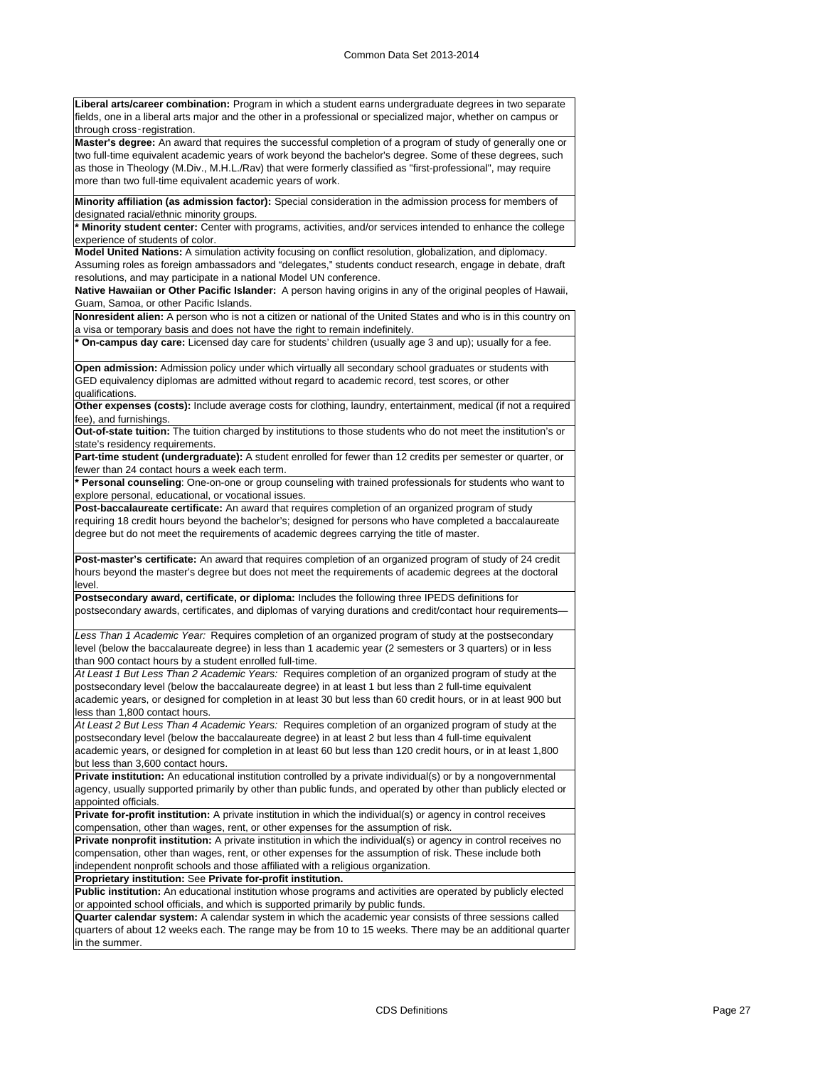**Liberal arts/career combination:** Program in which a student earns undergraduate degrees in two separate fields, one in a liberal arts major and the other in a professional or specialized major, whether on campus or through cross‑registration.

**Master's degree:** An award that requires the successful completion of a program of study of generally one or two full-time equivalent academic years of work beyond the bachelor's degree. Some of these degrees, such as those in Theology (M.Div., M.H.L./Rav) that were formerly classified as "first-professional", may require more than two full-time equivalent academic years of work.

**Minority affiliation (as admission factor):** Special consideration in the admission process for members of designated racial/ethnic minority groups.

**\* Minority student center:** Center with programs, activities, and/or services intended to enhance the college experience of students of color.

**Model United Nations:** A simulation activity focusing on conflict resolution, globalization, and diplomacy. Assuming roles as foreign ambassadors and "delegates," students conduct research, engage in debate, draft resolutions, and may participate in a national Model UN conference.

**Native Hawaiian or Other Pacific Islander:** A person having origins in any of the original peoples of Hawaii, Guam, Samoa, or other Pacific Islands.

**Nonresident alien:** A person who is not a citizen or national of the United States and who is in this country on a visa or temporary basis and does not have the right to remain indefinitely.

**\* On-campus day care:** Licensed day care for students' children (usually age 3 and up); usually for a fee.

**Open admission:** Admission policy under which virtually all secondary school graduates or students with GED equivalency diplomas are admitted without regard to academic record, test scores, or other qualifications.

**Other expenses (costs):** Include average costs for clothing, laundry, entertainment, medical (if not a required fee), and furnishings.

**Out-of-state tuition:** The tuition charged by institutions to those students who do not meet the institution's or state's residency requirements.

**Part-time student (undergraduate):** A student enrolled for fewer than 12 credits per semester or quarter, or fewer than 24 contact hours a week each term.

**\* Personal counseling**: One-on-one or group counseling with trained professionals for students who want to explore personal, educational, or vocational issues.

**Post-baccalaureate certificate:** An award that requires completion of an organized program of study requiring 18 credit hours beyond the bachelor's; designed for persons who have completed a baccalaureate degree but do not meet the requirements of academic degrees carrying the title of master.

**Post-master's certificate:** An award that requires completion of an organized program of study of 24 credit hours beyond the master's degree but does not meet the requirements of academic degrees at the doctoral level.

**Postsecondary award, certificate, or diploma:** Includes the following three IPEDS definitions for postsecondary awards, certificates, and diplomas of varying durations and credit/contact hour requirements—

*Less Than 1 Academic Year:* Requires completion of an organized program of study at the postsecondary level (below the baccalaureate degree) in less than 1 academic year (2 semesters or 3 quarters) or in less than 900 contact hours by a student enrolled full-time.

*At Least 1 But Less Than 2 Academic Years:* Requires completion of an organized program of study at the postsecondary level (below the baccalaureate degree) in at least 1 but less than 2 full-time equivalent academic years, or designed for completion in at least 30 but less than 60 credit hours, or in at least 900 but less than 1,800 contact hours.

*At Least 2 But Less Than 4 Academic Years:* Requires completion of an organized program of study at the postsecondary level (below the baccalaureate degree) in at least 2 but less than 4 full-time equivalent academic years, or designed for completion in at least 60 but less than 120 credit hours, or in at least 1,800 but less than 3,600 contact hours.

**Private institution:** An educational institution controlled by a private individual(s) or by a nongovernmental agency, usually supported primarily by other than public funds, and operated by other than publicly elected or appointed officials.

**Private for-profit institution:** A private institution in which the individual(s) or agency in control receives compensation, other than wages, rent, or other expenses for the assumption of risk.

**Private nonprofit institution:** A private institution in which the individual(s) or agency in control receives no compensation, other than wages, rent, or other expenses for the assumption of risk. These include both independent nonprofit schools and those affiliated with a religious organization.

**Proprietary institution:** See **Private for-profit institution.**

**Public institution:** An educational institution whose programs and activities are operated by publicly elected or appointed school officials, and which is supported primarily by public funds.

**Quarter calendar system:** A calendar system in which the academic year consists of three sessions called quarters of about 12 weeks each. The range may be from 10 to 15 weeks. There may be an additional quarter in the summer.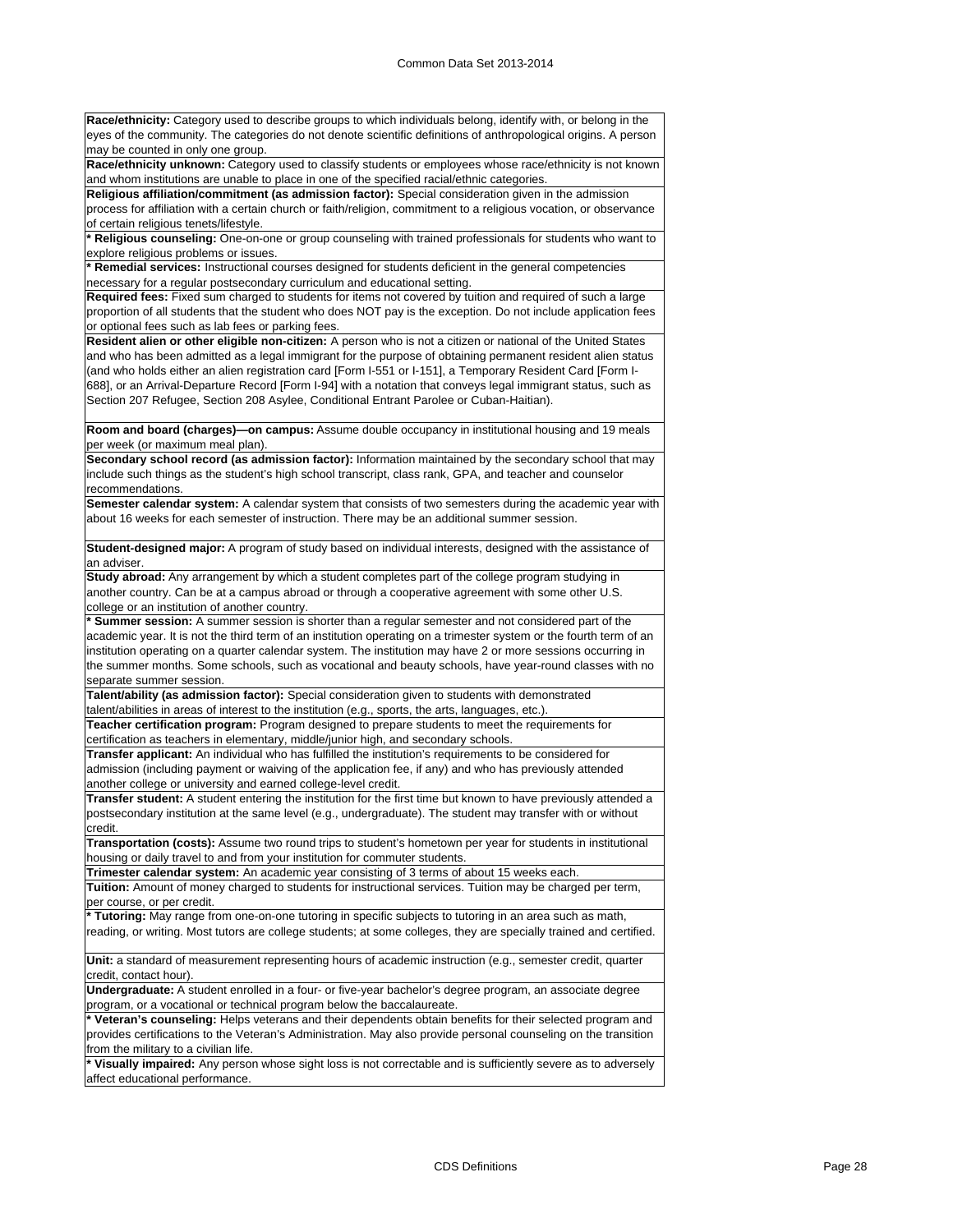**Race/ethnicity:** Category used to describe groups to which individuals belong, identify with, or belong in the eyes of the community. The categories do not denote scientific definitions of anthropological origins. A person may be counted in only one group.

**Race/ethnicity unknown:** Category used to classify students or employees whose race/ethnicity is not known and whom institutions are unable to place in one of the specified racial/ethnic categories.

**Religious affiliation/commitment (as admission factor):** Special consideration given in the admission process for affiliation with a certain church or faith/religion, commitment to a religious vocation, or observance of certain religious tenets/lifestyle.

**\* Religious counseling:** One-on-one or group counseling with trained professionals for students who want to explore religious problems or issues.

**\* Remedial services:** Instructional courses designed for students deficient in the general competencies necessary for a regular postsecondary curriculum and educational setting.

**Required fees:** Fixed sum charged to students for items not covered by tuition and required of such a large proportion of all students that the student who does NOT pay is the exception. Do not include application fees or optional fees such as lab fees or parking fees.

**Resident alien or other eligible non-citizen:** A person who is not a citizen or national of the United States and who has been admitted as a legal immigrant for the purpose of obtaining permanent resident alien status (and who holds either an alien registration card [Form I-551 or I-151], a Temporary Resident Card [Form I-688], or an Arrival-Departure Record [Form I-94] with a notation that conveys legal immigrant status, such as Section 207 Refugee, Section 208 Asylee, Conditional Entrant Parolee or Cuban-Haitian).

**Room and board (charges)—on campus:** Assume double occupancy in institutional housing and 19 meals per week (or maximum meal plan).

**Secondary school record (as admission factor):** Information maintained by the secondary school that may include such things as the student's high school transcript, class rank, GPA, and teacher and counselor recommendations.

**Semester calendar system:** A calendar system that consists of two semesters during the academic year with about 16 weeks for each semester of instruction. There may be an additional summer session.

**Student-designed major:** A program of study based on individual interests, designed with the assistance of an adviser.

**Study abroad:** Any arrangement by which a student completes part of the college program studying in another country. Can be at a campus abroad or through a cooperative agreement with some other U.S. college or an institution of another country.

**\* Summer session:** A summer session is shorter than a regular semester and not considered part of the academic year. It is not the third term of an institution operating on a trimester system or the fourth term of an institution operating on a quarter calendar system. The institution may have 2 or more sessions occurring in the summer months. Some schools, such as vocational and beauty schools, have year-round classes with no separate summer session.

**Talent/ability (as admission factor):** Special consideration given to students with demonstrated talent/abilities in areas of interest to the institution (e.g., sports, the arts, languages, etc.).

**Teacher certification program:** Program designed to prepare students to meet the requirements for certification as teachers in elementary, middle/junior high, and secondary schools.

**Transfer applicant:** An individual who has fulfilled the institution's requirements to be considered for admission (including payment or waiving of the application fee, if any) and who has previously attended another college or university and earned college-level credit.

**Transfer student:** A student entering the institution for the first time but known to have previously attended a postsecondary institution at the same level (e.g., undergraduate). The student may transfer with or without credit.

**Transportation (costs):** Assume two round trips to student's hometown per year for students in institutional housing or daily travel to and from your institution for commuter students.

**Trimester calendar system:** An academic year consisting of 3 terms of about 15 weeks each.

**Tuition:** Amount of money charged to students for instructional services. Tuition may be charged per term, per course, or per credit.

**\* Tutoring:** May range from one-on-one tutoring in specific subjects to tutoring in an area such as math, reading, or writing. Most tutors are college students; at some colleges, they are specially trained and certified.

**Unit:** a standard of measurement representing hours of academic instruction (e.g., semester credit, quarter credit, contact hour).

**Undergraduate:** A student enrolled in a four- or five-year bachelor's degree program, an associate degree program, or a vocational or technical program below the baccalaureate.

**\* Veteran's counseling:** Helps veterans and their dependents obtain benefits for their selected program and provides certifications to the Veteran's Administration. May also provide personal counseling on the transition from the military to a civilian life.

**\* Visually impaired:** Any person whose sight loss is not correctable and is sufficiently severe as to adversely affect educational performance.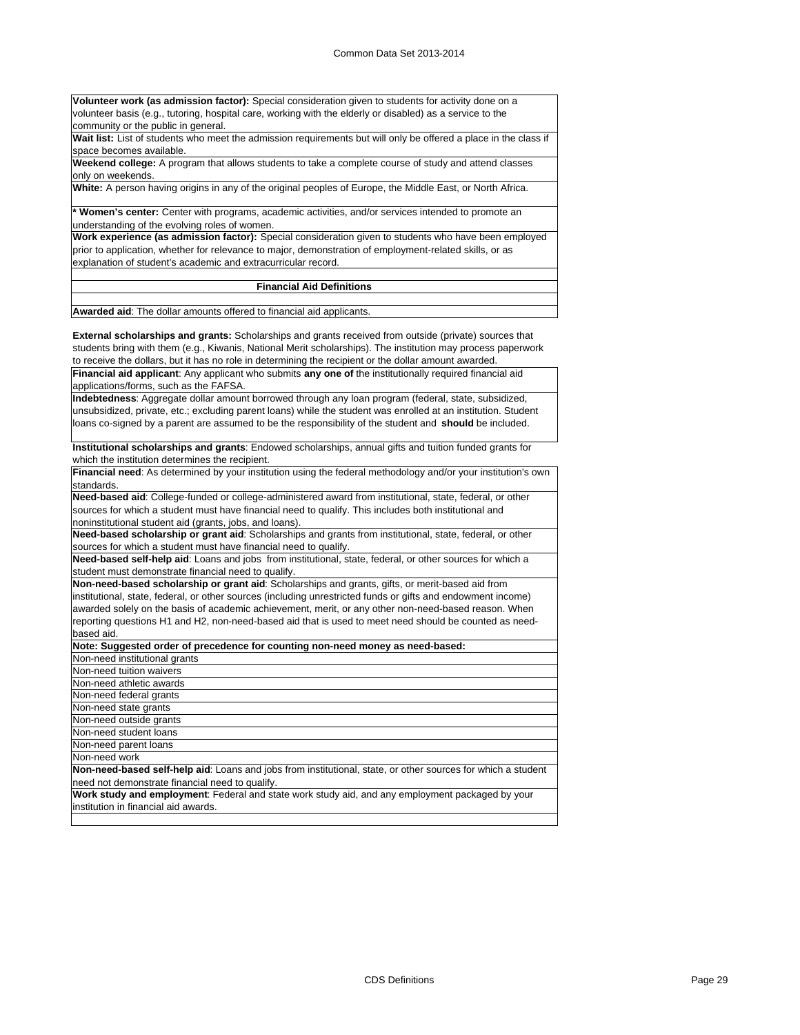**Volunteer work (as admission factor):** Special consideration given to students for activity done on a volunteer basis (e.g., tutoring, hospital care, working with the elderly or disabled) as a service to the community or the public in general.

**Wait list:** List of students who meet the admission requirements but will only be offered a place in the class if space becomes available.

**Weekend college:** A program that allows students to take a complete course of study and attend classes only on weekends.

**White:** A person having origins in any of the original peoples of Europe, the Middle East, or North Africa.

**\* Women's center:** Center with programs, academic activities, and/or services intended to promote an understanding of the evolving roles of women.

**Work experience (as admission factor):** Special consideration given to students who have been employed prior to application, whether for relevance to major, demonstration of employment-related skills, or as explanation of student's academic and extracurricular record.

## Financial Aid Definitions

**Awarded aid**: The dollar amounts offered to financial aid applicants.

**External scholarships and grants:** Scholarships and grants received from outside (private) sources that students bring with them (e.g., Kiwanis, National Merit scholarships). The institution may process paperwork to receive the dollars, but it has no role in determining the recipient or the dollar amount awarded.

**Financial aid applicant**: Any applicant who submits **any one of** the institutionally required financial aid applications/forms, such as the FAFSA.

**Indebtedness**: Aggregate dollar amount borrowed through any loan program (federal, state, subsidized, unsubsidized, private, etc.; excluding parent loans) while the student was enrolled at an institution. Student loans co-signed by a parent are assumed to be the responsibility of the student and **should** be included.

**Institutional scholarships and grants**: Endowed scholarships, annual gifts and tuition funded grants for which the institution determines the recipient.

**Financial need**: As determined by your institution using the federal methodology and/or your institution's own standards.

**Need-based aid**: College-funded or college-administered award from institutional, state, federal, or other sources for which a student must have financial need to qualify. This includes both institutional and noninstitutional student aid (grants, jobs, and loans).

**Need-based scholarship or grant aid**: Scholarships and grants from institutional, state, federal, or other sources for which a student must have financial need to qualify.

**Need-based self-help aid**: Loans and jobs from institutional, state, federal, or other sources for which a student must demonstrate financial need to qualify.

**Non-need-based scholarship or grant aid**: Scholarships and grants, gifts, or merit-based aid from institutional, state, federal, or other sources (including unrestricted funds or gifts and endowment income) awarded solely on the basis of academic achievement, merit, or any other non-need-based reason. When reporting questions H1 and H2, non-need-based aid that is used to meet need should be counted as need-based aid.

**Note: Suggested order of precedence for counting non-need money as need-based:**

- Non-need institutional grants
- Non-need tuition waivers
- Non-need athletic awards
- Non-need federal grants
- Non-need state grants
- Non-need outside grants
- Non-need student loans
- Non-need parent loans
- Non-need work

**Non-need-based self-help aid**: Loans and jobs from institutional, state, or other sources for which a student need not demonstrate financial need to qualify.

**Work study and employment**: Federal and state work study aid, and any employment packaged by your institution in financial aid awards.